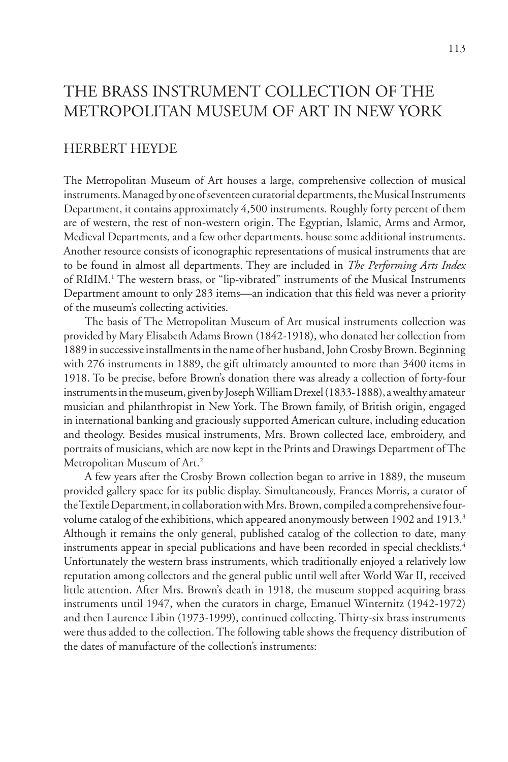# THE BRASS INSTRUMENT COLLECTION OF THE METROPOLITAN MUSEUM OF ART IN NEW YORK

## HERBERT HEYDE

The Metropolitan Museum of Art houses a large, comprehensive collection of musical instruments. Managed by one of seventeen curatorial departments, the Musical Instruments Department, it contains approximately 4,500 instruments. Roughly forty percent of them are of western, the rest of non-western origin. The Egyptian, Islamic, Arms and Armor, Medieval Departments, and a few other departments, house some additional instruments. Another resource consists of iconographic representations of musical instruments that are to be found in almost all departments. They are included in *The Performing Arts Index* of RIdIM.[1] The western brass, or "lip-vibrated" instruments of the Musical Instruments Department amount to only 283 items—an indication that this field was never a priority of the museum's collecting activities.

The basis of The Metropolitan Museum of Art musical instruments collection was provided by Mary Elisabeth Adams Brown (1842-1918), who donated her collection from 1889 in successive installments in the name of her husband, John Crosby Brown. Beginning with 276 instruments in 1889, the gift ultimately amounted to more than 3400 items in 1918. To be precise, before Brown's donation there was already a collection of forty-four instruments in the museum, given by Joseph William Drexel (1833-1888), a wealthy amateur musician and philanthropist in New York. The Brown family, of British origin, engaged in international banking and graciously supported American culture, including education and theology. Besides musical instruments, Mrs. Brown collected lace, embroidery, and portraits of musicians, which are now kept in the Prints and Drawings Department of The Metropolitan Museum of Art.[2]

A few years after the Crosby Brown collection began to arrive in 1889, the museum provided gallery space for its public display. Simultaneously, Frances Morris, a curator of the Textile Department, in collaboration with Mrs. Brown, compiled a comprehensive four-volume catalog of the exhibitions, which appeared anonymously between 1902 and 1913.[3] Although it remains the only general, published catalog of the collection to date, many instruments appear in special publications and have been recorded in special checklists.[4] Unfortunately the western brass instruments, which traditionally enjoyed a relatively low reputation among collectors and the general public until well after World War II, received little attention. After Mrs. Brown's death in 1918, the museum stopped acquiring brass instruments until 1947, when the curators in charge, Emanuel Winternitz (1942-1972) and then Laurence Libin (1973-1999), continued collecting. Thirty-six brass instruments were thus added to the collection. The following table shows the frequency distribution of the dates of manufacture of the collection's instruments: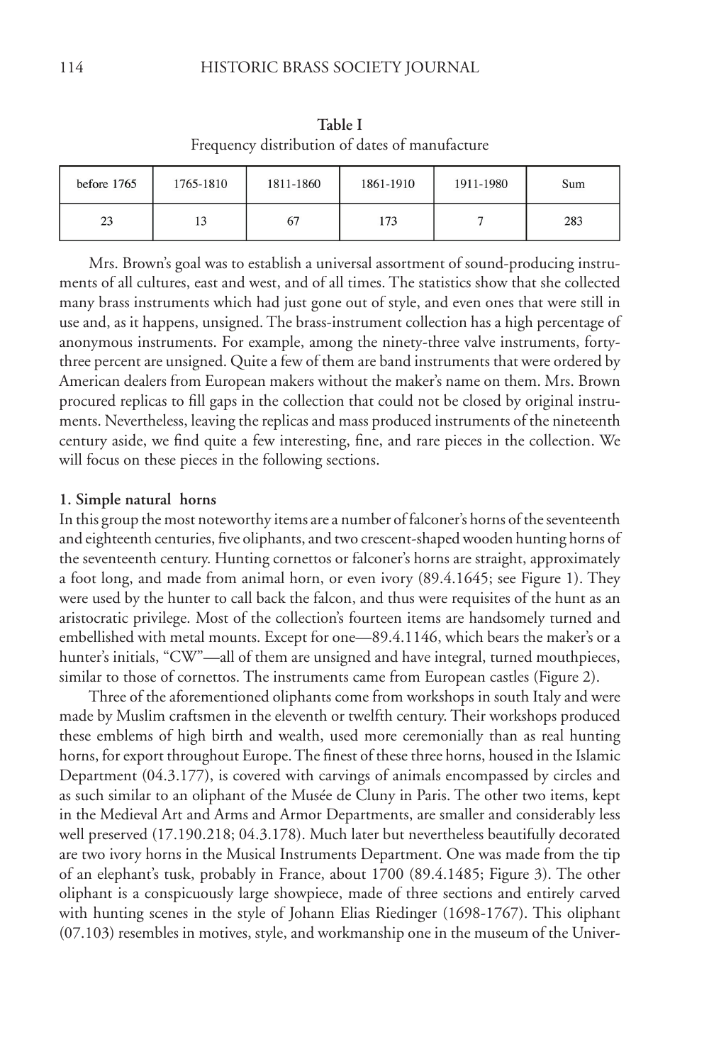**Table I**
Frequency distribution of dates of manufacture

| before 1765 | 1765-1810 | 1811-1860 | 1861-1910 | 1911-1980 | Sum |
|---|---|---|---|---|---|
| 23 | 13 | 67 | 173 | 7 | 283 |

Mrs. Brown's goal was to establish a universal assortment of sound-producing instruments of all cultures, east and west, and of all times. The statistics show that she collected many brass instruments which had just gone out of style, and even ones that were still in use and, as it happens, unsigned. The brass-instrument collection has a high percentage of anonymous instruments. For example, among the ninety-three valve instruments, forty-three percent are unsigned. Quite a few of them are band instruments that were ordered by American dealers from European makers without the maker's name on them. Mrs. Brown procured replicas to fill gaps in the collection that could not be closed by original instruments. Nevertheless, leaving the replicas and mass produced instruments of the nineteenth century aside, we find quite a few interesting, fine, and rare pieces in the collection. We will focus on these pieces in the following sections.

**1. Simple natural horns**

In this group the most noteworthy items are a number of falconer's horns of the seventeenth and eighteenth centuries, five oliphants, and two crescent-shaped wooden hunting horns of the seventeenth century. Hunting cornettos or falconer's horns are straight, approximately a foot long, and made from animal horn, or even ivory (89.4.1645; see Figure 1). They were used by the hunter to call back the falcon, and thus were requisites of the hunt as an aristocratic privilege. Most of the collection's fourteen items are handsomely turned and embellished with metal mounts. Except for one—89.4.1146, which bears the maker's or a hunter's initials, "CW"—all of them are unsigned and have integral, turned mouthpieces, similar to those of cornettos. The instruments came from European castles (Figure 2).

Three of the aforementioned oliphants come from workshops in south Italy and were made by Muslim craftsmen in the eleventh or twelfth century. Their workshops produced these emblems of high birth and wealth, used more ceremonially than as real hunting horns, for export throughout Europe. The finest of these three horns, housed in the Islamic Department (04.3.177), is covered with carvings of animals encompassed by circles and as such similar to an oliphant of the Musée de Cluny in Paris. The other two items, kept in the Medieval Art and Arms and Armor Departments, are smaller and considerably less well preserved (17.190.218; 04.3.178). Much later but nevertheless beautifully decorated are two ivory horns in the Musical Instruments Department. One was made from the tip of an elephant's tusk, probably in France, about 1700 (89.4.1485; Figure 3). The other oliphant is a conspicuously large showpiece, made of three sections and entirely carved with hunting scenes in the style of Johann Elias Riedinger (1698-1767). This oliphant (07.103) resembles in motives, style, and workmanship one in the museum of the Univer-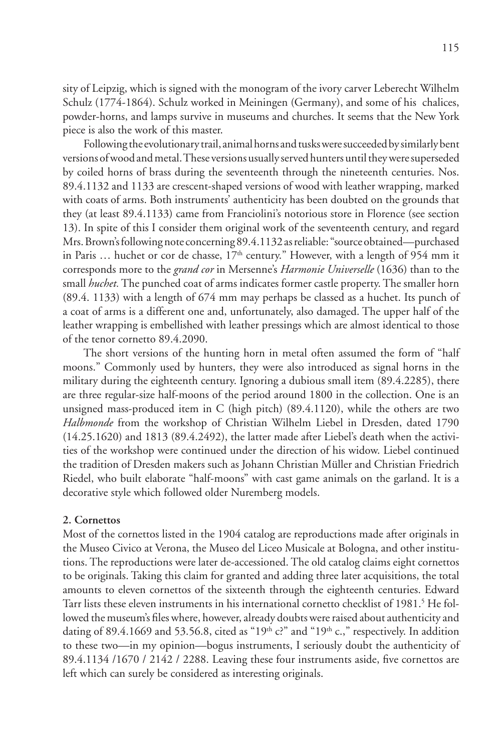sity of Leipzig, which is signed with the monogram of the ivory carver Leberecht Wilhelm Schulz (1774-1864). Schulz worked in Meiningen (Germany), and some of his chalices, powder-horns, and lamps survive in museums and churches. It seems that the New York piece is also the work of this master.

Following the evolutionary trail, animal horns and tusks were succeeded by similarly bent versions of wood and metal. These versions usually served hunters until they were superseded by coiled horns of brass during the seventeenth through the nineteenth centuries. Nos. 89.4.1132 and 1133 are crescent-shaped versions of wood with leather wrapping, marked with coats of arms. Both instruments' authenticity has been doubted on the grounds that they (at least 89.4.1133) came from Franciolini's notorious store in Florence (see section 13). In spite of this I consider them original work of the seventeenth century, and regard Mrs. Brown's following note concerning 89.4.1132 as reliable: "source obtained—purchased in Paris … huchet or cor de chasse, 17th century." However, with a length of 954 mm it corresponds more to the *grand cor* in Mersenne's *Harmonie Universelle* (1636) than to the small *huchet.* The punched coat of arms indicates former castle property. The smaller horn (89.4. 1133) with a length of 674 mm may perhaps be classed as a huchet. Its punch of a coat of arms is a different one and, unfortunately, also damaged. The upper half of the leather wrapping is embellished with leather pressings which are almost identical to those of the tenor cornetto 89.4.2090.

The short versions of the hunting horn in metal often assumed the form of "half moons." Commonly used by hunters, they were also introduced as signal horns in the military during the eighteenth century. Ignoring a dubious small item (89.4.2285), there are three regular-size half-moons of the period around 1800 in the collection. One is an unsigned mass-produced item in C (high pitch) (89.4.1120), while the others are two *Halbmonde* from the workshop of Christian Wilhelm Liebel in Dresden, dated 1790 (14.25.1620) and 1813 (89.4.2492), the latter made after Liebel's death when the activities of the workshop were continued under the direction of his widow. Liebel continued the tradition of Dresden makers such as Johann Christian Müller and Christian Friedrich Riedel, who built elaborate "half-moons" with cast game animals on the garland. It is a decorative style which followed older Nuremberg models.

## 2. Cornettos

Most of the cornettos listed in the 1904 catalog are reproductions made after originals in the Museo Civico at Verona, the Museo del Liceo Musicale at Bologna, and other institutions. The reproductions were later de-accessioned. The old catalog claims eight cornettos to be originals. Taking this claim for granted and adding three later acquisitions, the total amounts to eleven cornettos of the sixteenth through the eighteenth centuries. Edward Tarr lists these eleven instruments in his international cornetto checklist of 1981.[5] He followed the museum's files where, however, already doubts were raised about authenticity and dating of 89.4.1669 and 53.56.8, cited as "19th c?" and "19th c.," respectively. In addition to these two—in my opinion—bogus instruments, I seriously doubt the authenticity of 89.4.1134 /1670 / 2142 / 2288. Leaving these four instruments aside, five cornettos are left which can surely be considered as interesting originals.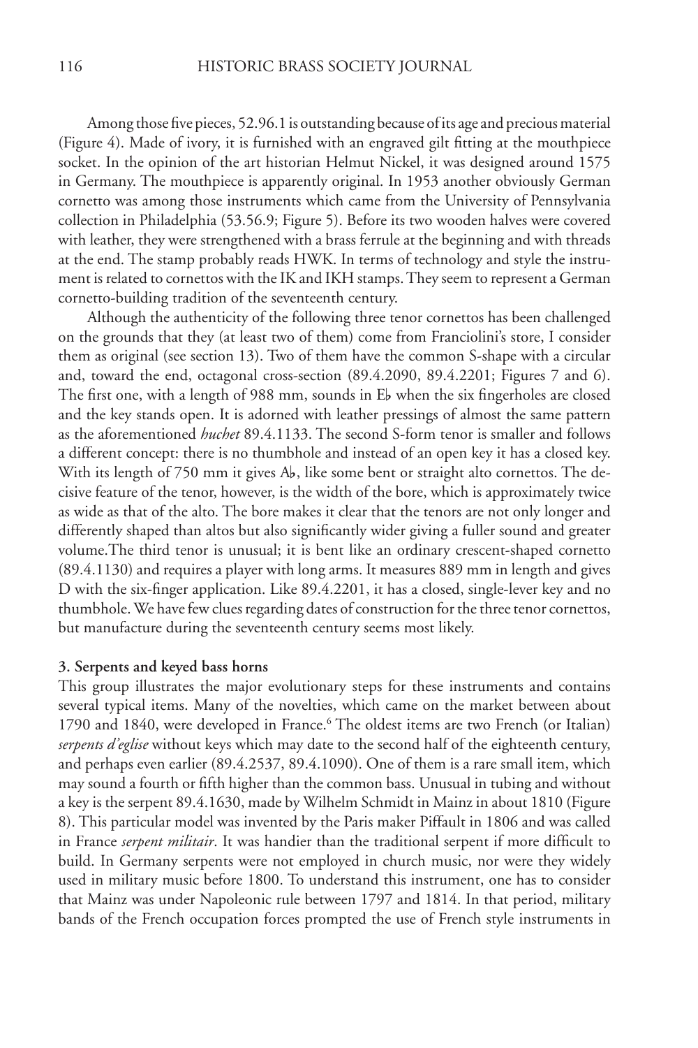Among those five pieces, 52.96.1 is outstanding because of its age and precious material (Figure 4). Made of ivory, it is furnished with an engraved gilt fitting at the mouthpiece socket. In the opinion of the art historian Helmut Nickel, it was designed around 1575 in Germany. The mouthpiece is apparently original. In 1953 another obviously German cornetto was among those instruments which came from the University of Pennsylvania collection in Philadelphia (53.56.9; Figure 5). Before its two wooden halves were covered with leather, they were strengthened with a brass ferrule at the beginning and with threads at the end. The stamp probably reads HWK. In terms of technology and style the instrument is related to cornettos with the IK and IKH stamps. They seem to represent a German cornetto-building tradition of the seventeenth century.

Although the authenticity of the following three tenor cornettos has been challenged on the grounds that they (at least two of them) come from Franciolini's store, I consider them as original (see section 13). Two of them have the common S-shape with a circular and, toward the end, octagonal cross-section (89.4.2090, 89.4.2201; Figures 7 and 6). The first one, with a length of 988 mm, sounds in E♭ when the six fingerholes are closed and the key stands open. It is adorned with leather pressings of almost the same pattern as the aforementioned *huchet* 89.4.1133. The second S-form tenor is smaller and follows a different concept: there is no thumbhole and instead of an open key it has a closed key. With its length of 750 mm it gives A♭, like some bent or straight alto cornettos. The decisive feature of the tenor, however, is the width of the bore, which is approximately twice as wide as that of the alto. The bore makes it clear that the tenors are not only longer and differently shaped than altos but also significantly wider giving a fuller sound and greater volume.The third tenor is unusual; it is bent like an ordinary crescent-shaped cornetto (89.4.1130) and requires a player with long arms. It measures 889 mm in length and gives D with the six-finger application. Like 89.4.2201, it has a closed, single-lever key and no thumbhole. We have few clues regarding dates of construction for the three tenor cornettos, but manufacture during the seventeenth century seems most likely.

**3. Serpents and keyed bass horns**

This group illustrates the major evolutionary steps for these instruments and contains several typical items. Many of the novelties, which came on the market between about 1790 and 1840, were developed in France.[6] The oldest items are two French (or Italian) *serpents d'eglise* without keys which may date to the second half of the eighteenth century, and perhaps even earlier (89.4.2537, 89.4.1090). One of them is a rare small item, which may sound a fourth or fifth higher than the common bass. Unusual in tubing and without a key is the serpent 89.4.1630, made by Wilhelm Schmidt in Mainz in about 1810 (Figure 8). This particular model was invented by the Paris maker Piffault in 1806 and was called in France *serpent militair*. It was handier than the traditional serpent if more difficult to build. In Germany serpents were not employed in church music, nor were they widely used in military music before 1800. To understand this instrument, one has to consider that Mainz was under Napoleonic rule between 1797 and 1814. In that period, military bands of the French occupation forces prompted the use of French style instruments in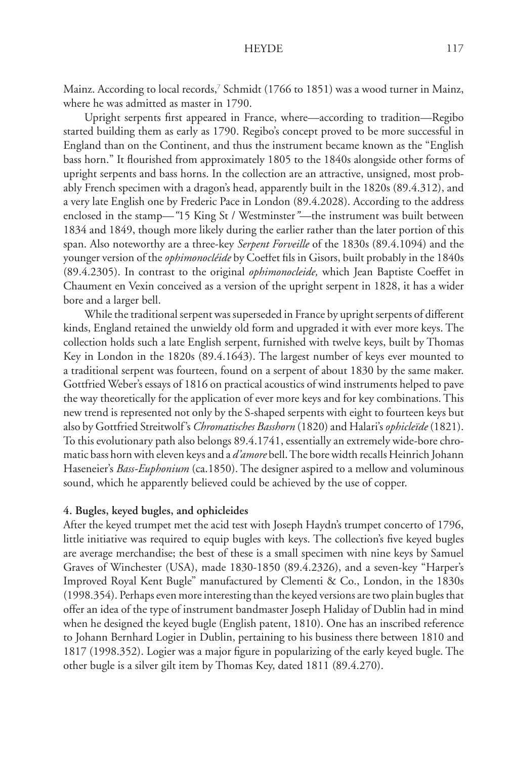Mainz. According to local records,[7] Schmidt (1766 to 1851) was a wood turner in Mainz, where he was admitted as master in 1790.

Upright serpents first appeared in France, where—according to tradition—Regibo started building them as early as 1790. Regibo's concept proved to be more successful in England than on the Continent, and thus the instrument became known as the "English bass horn." It flourished from approximately 1805 to the 1840s alongside other forms of upright serpents and bass horns. In the collection are an attractive, unsigned, most probably French specimen with a dragon's head, apparently built in the 1820s (89.4.312), and a very late English one by Frederic Pace in London (89.4.2028). According to the address enclosed in the stamp—"15 King St / Westminster"—the instrument was built between 1834 and 1849, though more likely during the earlier rather than the later portion of this span. Also noteworthy are a three-key *Serpent Forveille* of the 1830s (89.4.1094) and the younger version of the *ophimonocléide* by Coeffet fils in Gisors, built probably in the 1840s (89.4.2305). In contrast to the original *ophimonocleide,* which Jean Baptiste Coeffet in Chaument en Vexin conceived as a version of the upright serpent in 1828, it has a wider bore and a larger bell.

While the traditional serpent was superseded in France by upright serpents of different kinds, England retained the unwieldy old form and upgraded it with ever more keys. The collection holds such a late English serpent, furnished with twelve keys, built by Thomas Key in London in the 1820s (89.4.1643). The largest number of keys ever mounted to a traditional serpent was fourteen, found on a serpent of about 1830 by the same maker. Gottfried Weber's essays of 1816 on practical acoustics of wind instruments helped to pave the way theoretically for the application of ever more keys and for key combinations. This new trend is represented not only by the S-shaped serpents with eight to fourteen keys but also by Gottfried Streitwolf's *Chromatisches Basshorn* (1820) and Halari's *ophicleïde* (1821). To this evolutionary path also belongs 89.4.1741, essentially an extremely wide-bore chromatic bass horn with eleven keys and a *d'amore* bell. The bore width recalls Heinrich Johann Haseneier's *Bass-Euphonium* (ca.1850). The designer aspired to a mellow and voluminous sound, which he apparently believed could be achieved by the use of copper.

#### 4. Bugles, keyed bugles, and ophicleides

After the keyed trumpet met the acid test with Joseph Haydn's trumpet concerto of 1796, little initiative was required to equip bugles with keys. The collection's five keyed bugles are average merchandise; the best of these is a small specimen with nine keys by Samuel Graves of Winchester (USA), made 1830-1850 (89.4.2326), and a seven-key "Harper's Improved Royal Kent Bugle" manufactured by Clementi & Co., London, in the 1830s (1998.354). Perhaps even more interesting than the keyed versions are two plain bugles that offer an idea of the type of instrument bandmaster Joseph Haliday of Dublin had in mind when he designed the keyed bugle (English patent, 1810). One has an inscribed reference to Johann Bernhard Logier in Dublin, pertaining to his business there between 1810 and 1817 (1998.352). Logier was a major figure in popularizing of the early keyed bugle. The other bugle is a silver gilt item by Thomas Key, dated 1811 (89.4.270).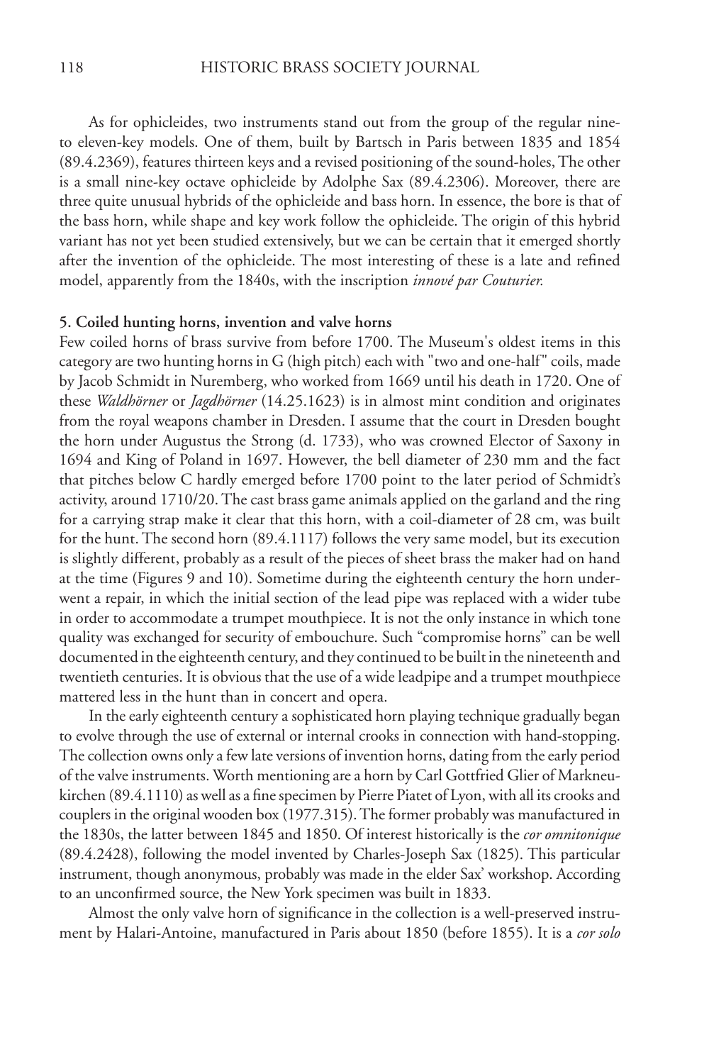As for ophicleides, two instruments stand out from the group of the regular nine- to eleven-key models. One of them, built by Bartsch in Paris between 1835 and 1854 (89.4.2369), features thirteen keys and a revised positioning of the sound-holes, The other is a small nine-key octave ophicleide by Adolphe Sax (89.4.2306). Moreover, there are three quite unusual hybrids of the ophicleide and bass horn. In essence, the bore is that of the bass horn, while shape and key work follow the ophicleide. The origin of this hybrid variant has not yet been studied extensively, but we can be certain that it emerged shortly after the invention of the ophicleide. The most interesting of these is a late and refined model, apparently from the 1840s, with the inscription *innové par Couturier.*

**5. Coiled hunting horns, invention and valve horns**

Few coiled horns of brass survive from before 1700. The Museum's oldest items in this category are two hunting horns in G (high pitch) each with "two and one-half" coils, made by Jacob Schmidt in Nuremberg, who worked from 1669 until his death in 1720. One of these *Waldhörner* or *Jagdhörner* (14.25.1623) is in almost mint condition and originates from the royal weapons chamber in Dresden. I assume that the court in Dresden bought the horn under Augustus the Strong (d. 1733), who was crowned Elector of Saxony in 1694 and King of Poland in 1697. However, the bell diameter of 230 mm and the fact that pitches below C hardly emerged before 1700 point to the later period of Schmidt's activity, around 1710/20. The cast brass game animals applied on the garland and the ring for a carrying strap make it clear that this horn, with a coil-diameter of 28 cm, was built for the hunt. The second horn (89.4.1117) follows the very same model, but its execution is slightly different, probably as a result of the pieces of sheet brass the maker had on hand at the time (Figures 9 and 10). Sometime during the eighteenth century the horn underwent a repair, in which the initial section of the lead pipe was replaced with a wider tube in order to accommodate a trumpet mouthpiece. It is not the only instance in which tone quality was exchanged for security of embouchure. Such "compromise horns" can be well documented in the eighteenth century, and they continued to be built in the nineteenth and twentieth centuries. It is obvious that the use of a wide leadpipe and a trumpet mouthpiece mattered less in the hunt than in concert and opera.

In the early eighteenth century a sophisticated horn playing technique gradually began to evolve through the use of external or internal crooks in connection with hand-stopping. The collection owns only a few late versions of invention horns, dating from the early period of the valve instruments. Worth mentioning are a horn by Carl Gottfried Glier of Markneukirchen (89.4.1110) as well as a fine specimen by Pierre Piatet of Lyon, with all its crooks and couplers in the original wooden box (1977.315). The former probably was manufactured in the 1830s, the latter between 1845 and 1850. Of interest historically is the *cor omnitonique* (89.4.2428), following the model invented by Charles-Joseph Sax (1825). This particular instrument, though anonymous, probably was made in the elder Sax' workshop. According to an unconfirmed source, the New York specimen was built in 1833.

Almost the only valve horn of significance in the collection is a well-preserved instrument by Halari-Antoine, manufactured in Paris about 1850 (before 1855). It is a *cor solo*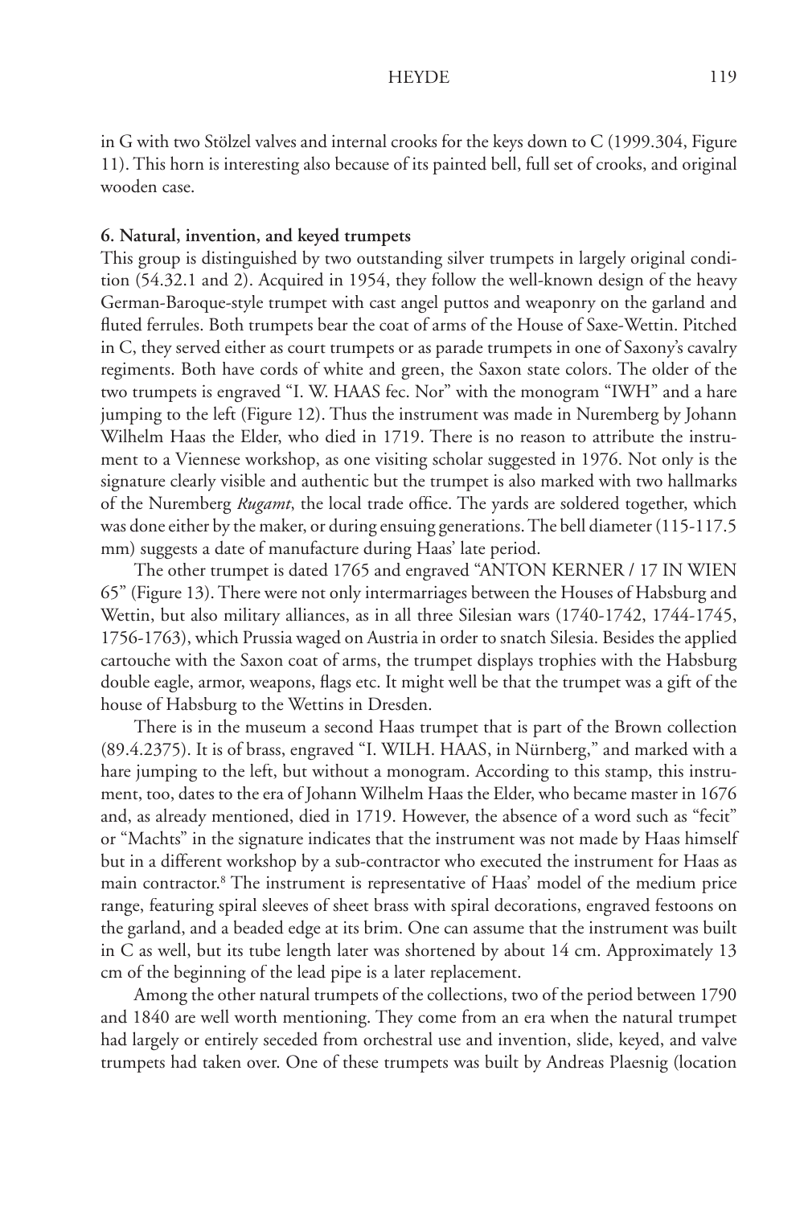in G with two Stölzel valves and internal crooks for the keys down to C (1999.304, Figure 11). This horn is interesting also because of its painted bell, full set of crooks, and original wooden case.

### 6. Natural, invention, and keyed trumpets

This group is distinguished by two outstanding silver trumpets in largely original condition (54.32.1 and 2). Acquired in 1954, they follow the well-known design of the heavy German-Baroque-style trumpet with cast angel puttos and weaponry on the garland and fluted ferrules. Both trumpets bear the coat of arms of the House of Saxe-Wettin. Pitched in C, they served either as court trumpets or as parade trumpets in one of Saxony's cavalry regiments. Both have cords of white and green, the Saxon state colors. The older of the two trumpets is engraved "I. W. HAAS fec. Nor" with the monogram "IWH" and a hare jumping to the left (Figure 12). Thus the instrument was made in Nuremberg by Johann Wilhelm Haas the Elder, who died in 1719. There is no reason to attribute the instrument to a Viennese workshop, as one visiting scholar suggested in 1976. Not only is the signature clearly visible and authentic but the trumpet is also marked with two hallmarks of the Nuremberg *Rugamt*, the local trade office. The yards are soldered together, which was done either by the maker, or during ensuing generations. The bell diameter (115-117.5 mm) suggests a date of manufacture during Haas' late period.

The other trumpet is dated 1765 and engraved "ANTON KERNER / 17 IN WIEN 65" (Figure 13). There were not only intermarriages between the Houses of Habsburg and Wettin, but also military alliances, as in all three Silesian wars (1740-1742, 1744-1745, 1756-1763), which Prussia waged on Austria in order to snatch Silesia. Besides the applied cartouche with the Saxon coat of arms, the trumpet displays trophies with the Habsburg double eagle, armor, weapons, flags etc. It might well be that the trumpet was a gift of the house of Habsburg to the Wettins in Dresden.

There is in the museum a second Haas trumpet that is part of the Brown collection (89.4.2375). It is of brass, engraved "I. WILH. HAAS, in Nürnberg," and marked with a hare jumping to the left, but without a monogram. According to this stamp, this instrument, too, dates to the era of Johann Wilhelm Haas the Elder, who became master in 1676 and, as already mentioned, died in 1719. However, the absence of a word such as "fecit" or "Machts" in the signature indicates that the instrument was not made by Haas himself but in a different workshop by a sub-contractor who executed the instrument for Haas as main contractor.[8] The instrument is representative of Haas' model of the medium price range, featuring spiral sleeves of sheet brass with spiral decorations, engraved festoons on the garland, and a beaded edge at its brim. One can assume that the instrument was built in C as well, but its tube length later was shortened by about 14 cm. Approximately 13 cm of the beginning of the lead pipe is a later replacement.

Among the other natural trumpets of the collections, two of the period between 1790 and 1840 are well worth mentioning. They come from an era when the natural trumpet had largely or entirely seceded from orchestral use and invention, slide, keyed, and valve trumpets had taken over. One of these trumpets was built by Andreas Plaesnig (location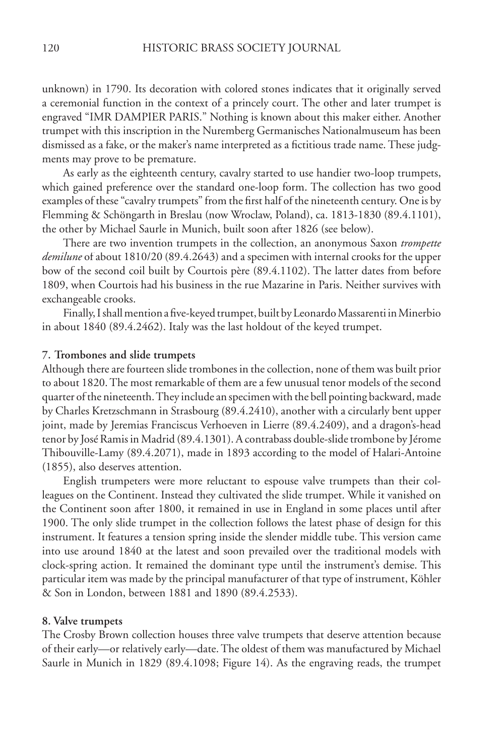unknown) in 1790. Its decoration with colored stones indicates that it originally served a ceremonial function in the context of a princely court. The other and later trumpet is engraved "IMR DAMPIER PARIS." Nothing is known about this maker either. Another trumpet with this inscription in the Nuremberg Germanisches Nationalmuseum has been dismissed as a fake, or the maker's name interpreted as a fictitious trade name. These judgments may prove to be premature.

As early as the eighteenth century, cavalry started to use handier two-loop trumpets, which gained preference over the standard one-loop form. The collection has two good examples of these "cavalry trumpets" from the first half of the nineteenth century. One is by Flemming & Schöngarth in Breslau (now Wroclaw, Poland), ca. 1813-1830 (89.4.1101), the other by Michael Saurle in Munich, built soon after 1826 (see below).

There are two invention trumpets in the collection, an anonymous Saxon *trompette demilune* of about 1810/20 (89.4.2643) and a specimen with internal crooks for the upper bow of the second coil built by Courtois père (89.4.1102). The latter dates from before 1809, when Courtois had his business in the rue Mazarine in Paris. Neither survives with exchangeable crooks.

Finally, I shall mention a five-keyed trumpet, built by Leonardo Massarenti in Minerbio in about 1840 (89.4.2462). Italy was the last holdout of the keyed trumpet.

**7. Trombones and slide trumpets**

Although there are fourteen slide trombones in the collection, none of them was built prior to about 1820. The most remarkable of them are a few unusual tenor models of the second quarter of the nineteenth. They include an specimen with the bell pointing backward, made by Charles Kretzschmann in Strasbourg (89.4.2410), another with a circularly bent upper joint, made by Jeremias Franciscus Verhoeven in Lierre (89.4.2409), and a dragon's-head tenor by José Ramis in Madrid (89.4.1301). A contrabass double-slide trombone by Jérome Thibouville-Lamy (89.4.2071), made in 1893 according to the model of Halari-Antoine (1855), also deserves attention.

English trumpeters were more reluctant to espouse valve trumpets than their colleagues on the Continent. Instead they cultivated the slide trumpet. While it vanished on the Continent soon after 1800, it remained in use in England in some places until after 1900. The only slide trumpet in the collection follows the latest phase of design for this instrument. It features a tension spring inside the slender middle tube. This version came into use around 1840 at the latest and soon prevailed over the traditional models with clock-spring action. It remained the dominant type until the instrument's demise. This particular item was made by the principal manufacturer of that type of instrument, Köhler & Son in London, between 1881 and 1890 (89.4.2533).

**8. Valve trumpets**

The Crosby Brown collection houses three valve trumpets that deserve attention because of their early—or relatively early—date. The oldest of them was manufactured by Michael Saurle in Munich in 1829 (89.4.1098; Figure 14). As the engraving reads, the trumpet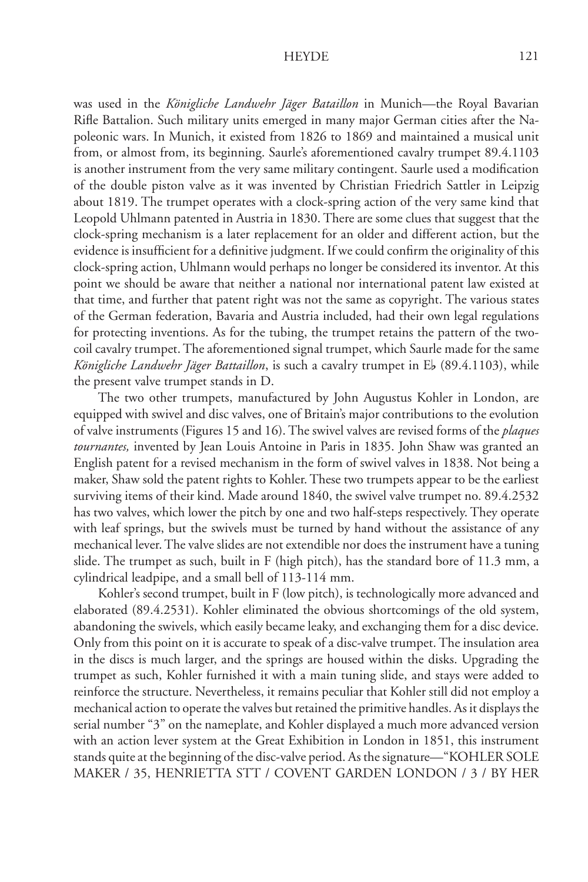was used in the *Königliche Landwehr Jäger Bataillon* in Munich—the Royal Bavarian Rifle Battalion. Such military units emerged in many major German cities after the Napoleonic wars. In Munich, it existed from 1826 to 1869 and maintained a musical unit from, or almost from, its beginning. Saurle's aforementioned cavalry trumpet 89.4.1103 is another instrument from the very same military contingent. Saurle used a modification of the double piston valve as it was invented by Christian Friedrich Sattler in Leipzig about 1819. The trumpet operates with a clock-spring action of the very same kind that Leopold Uhlmann patented in Austria in 1830. There are some clues that suggest that the clock-spring mechanism is a later replacement for an older and different action, but the evidence is insufficient for a definitive judgment. If we could confirm the originality of this clock-spring action, Uhlmann would perhaps no longer be considered its inventor. At this point we should be aware that neither a national nor international patent law existed at that time, and further that patent right was not the same as copyright. The various states of the German federation, Bavaria and Austria included, had their own legal regulations for protecting inventions. As for the tubing, the trumpet retains the pattern of the two-coil cavalry trumpet. The aforementioned signal trumpet, which Saurle made for the same *Königliche Landwehr Jäger Battaillon*, is such a cavalry trumpet in E♭ (89.4.1103), while the present valve trumpet stands in D.

The two other trumpets, manufactured by John Augustus Kohler in London, are equipped with swivel and disc valves, one of Britain's major contributions to the evolution of valve instruments (Figures 15 and 16). The swivel valves are revised forms of the *plaques tournantes,* invented by Jean Louis Antoine in Paris in 1835. John Shaw was granted an English patent for a revised mechanism in the form of swivel valves in 1838. Not being a maker, Shaw sold the patent rights to Kohler. These two trumpets appear to be the earliest surviving items of their kind. Made around 1840, the swivel valve trumpet no. 89.4.2532 has two valves, which lower the pitch by one and two half-steps respectively. They operate with leaf springs, but the swivels must be turned by hand without the assistance of any mechanical lever. The valve slides are not extendible nor does the instrument have a tuning slide. The trumpet as such, built in F (high pitch), has the standard bore of 11.3 mm, a cylindrical leadpipe, and a small bell of 113-114 mm.

Kohler's second trumpet, built in F (low pitch), is technologically more advanced and elaborated (89.4.2531). Kohler eliminated the obvious shortcomings of the old system, abandoning the swivels, which easily became leaky, and exchanging them for a disc device. Only from this point on it is accurate to speak of a disc-valve trumpet. The insulation area in the discs is much larger, and the springs are housed within the disks. Upgrading the trumpet as such, Kohler furnished it with a main tuning slide, and stays were added to reinforce the structure. Nevertheless, it remains peculiar that Kohler still did not employ a mechanical action to operate the valves but retained the primitive handles. As it displays the serial number "3" on the nameplate, and Kohler displayed a much more advanced version with an action lever system at the Great Exhibition in London in 1851, this instrument stands quite at the beginning of the disc-valve period. As the signature—"KOHLER SOLE MAKER / 35, HENRIETTA STT / COVENT GARDEN LONDON / 3 / BY HER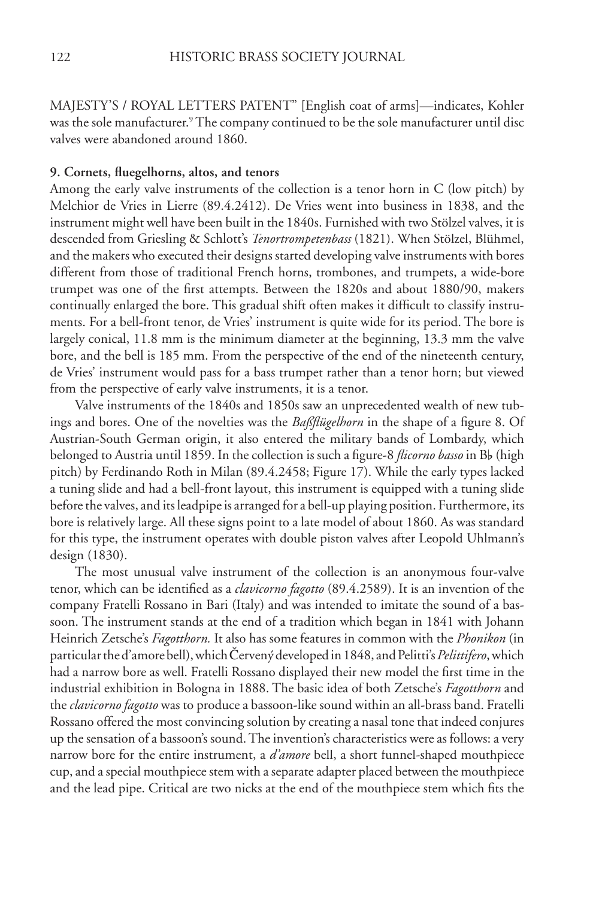MAJESTY'S / ROYAL LETTERS PATENT" [English coat of arms]—indicates, Kohler was the sole manufacturer.[9] The company continued to be the sole manufacturer until disc valves were abandoned around 1860.

**9. Cornets, fluegelhorns, altos, and tenors**

Among the early valve instruments of the collection is a tenor horn in C (low pitch) by Melchior de Vries in Lierre (89.4.2412). De Vries went into business in 1838, and the instrument might well have been built in the 1840s. Furnished with two Stölzel valves, it is descended from Griesling & Schlott's *Tenortrompetenbass* (1821). When Stölzel, Blühmel, and the makers who executed their designs started developing valve instruments with bores different from those of traditional French horns, trombones, and trumpets, a wide-bore trumpet was one of the first attempts. Between the 1820s and about 1880/90, makers continually enlarged the bore. This gradual shift often makes it difficult to classify instruments. For a bell-front tenor, de Vries' instrument is quite wide for its period. The bore is largely conical, 11.8 mm is the minimum diameter at the beginning, 13.3 mm the valve bore, and the bell is 185 mm. From the perspective of the end of the nineteenth century, de Vries' instrument would pass for a bass trumpet rather than a tenor horn; but viewed from the perspective of early valve instruments, it is a tenor.

Valve instruments of the 1840s and 1850s saw an unprecedented wealth of new tubings and bores. One of the novelties was the *Baßflügelhorn* in the shape of a figure 8. Of Austrian-South German origin, it also entered the military bands of Lombardy, which belonged to Austria until 1859. In the collection is such a figure-8 *flicorno basso* in B♭ (high pitch) by Ferdinando Roth in Milan (89.4.2458; Figure 17). While the early types lacked a tuning slide and had a bell-front layout, this instrument is equipped with a tuning slide before the valves, and its leadpipe is arranged for a bell-up playing position. Furthermore, its bore is relatively large. All these signs point to a late model of about 1860. As was standard for this type, the instrument operates with double piston valves after Leopold Uhlmann's design (1830).

The most unusual valve instrument of the collection is an anonymous four-valve tenor, which can be identified as a *clavicorno fagotto* (89.4.2589). It is an invention of the company Fratelli Rossano in Bari (Italy) and was intended to imitate the sound of a bassoon. The instrument stands at the end of a tradition which began in 1841 with Johann Heinrich Zetsche's *Fagotthorn.* It also has some features in common with the *Phonikon* (in particular the d'amore bell), which Červený developed in 1848, and Pelitti's *Pelittifero*, which had a narrow bore as well. Fratelli Rossano displayed their new model the first time in the industrial exhibition in Bologna in 1888. The basic idea of both Zetsche's *Fagotthorn* and the *clavicorno fagotto* was to produce a bassoon-like sound within an all-brass band. Fratelli Rossano offered the most convincing solution by creating a nasal tone that indeed conjures up the sensation of a bassoon's sound. The invention's characteristics were as follows: a very narrow bore for the entire instrument, a *d'amore* bell, a short funnel-shaped mouthpiece cup, and a special mouthpiece stem with a separate adapter placed between the mouthpiece and the lead pipe. Critical are two nicks at the end of the mouthpiece stem which fits the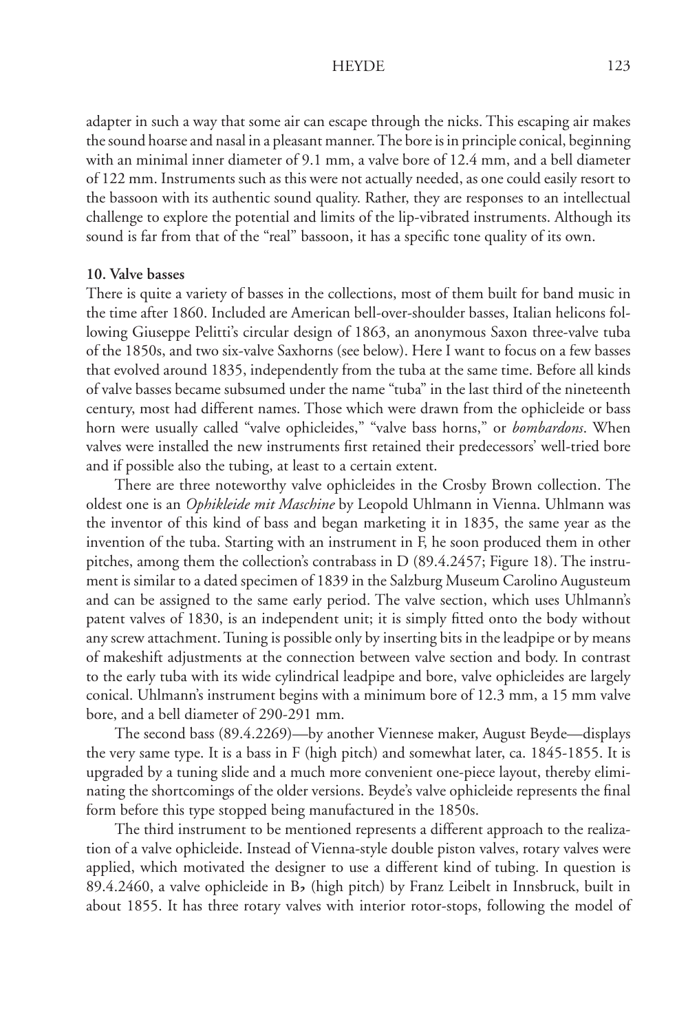adapter in such a way that some air can escape through the nicks. This escaping air makes the sound hoarse and nasal in a pleasant manner. The bore is in principle conical, beginning with an minimal inner diameter of 9.1 mm, a valve bore of 12.4 mm, and a bell diameter of 122 mm. Instruments such as this were not actually needed, as one could easily resort to the bassoon with its authentic sound quality. Rather, they are responses to an intellectual challenge to explore the potential and limits of the lip-vibrated instruments. Although its sound is far from that of the "real" bassoon, it has a specific tone quality of its own.

**10. Valve basses**

There is quite a variety of basses in the collections, most of them built for band music in the time after 1860. Included are American bell-over-shoulder basses, Italian helicons following Giuseppe Pelitti's circular design of 1863, an anonymous Saxon three-valve tuba of the 1850s, and two six-valve Saxhorns (see below). Here I want to focus on a few basses that evolved around 1835, independently from the tuba at the same time. Before all kinds of valve basses became subsumed under the name "tuba" in the last third of the nineteenth century, most had different names. Those which were drawn from the ophicleide or bass horn were usually called "valve ophicleides," "valve bass horns," or *bombardons*. When valves were installed the new instruments first retained their predecessors' well-tried bore and if possible also the tubing, at least to a certain extent.

There are three noteworthy valve ophicleides in the Crosby Brown collection. The oldest one is an *Ophikleide mit Maschine* by Leopold Uhlmann in Vienna. Uhlmann was the inventor of this kind of bass and began marketing it in 1835, the same year as the invention of the tuba. Starting with an instrument in F, he soon produced them in other pitches, among them the collection's contrabass in D (89.4.2457; Figure 18). The instrument is similar to a dated specimen of 1839 in the Salzburg Museum Carolino Augusteum and can be assigned to the same early period. The valve section, which uses Uhlmann's patent valves of 1830, is an independent unit; it is simply fitted onto the body without any screw attachment. Tuning is possible only by inserting bits in the leadpipe or by means of makeshift adjustments at the connection between valve section and body. In contrast to the early tuba with its wide cylindrical leadpipe and bore, valve ophicleides are largely conical. Uhlmann's instrument begins with a minimum bore of 12.3 mm, a 15 mm valve bore, and a bell diameter of 290-291 mm.

The second bass (89.4.2269)—by another Viennese maker, August Beyde—displays the very same type. It is a bass in F (high pitch) and somewhat later, ca. 1845-1855. It is upgraded by a tuning slide and a much more convenient one-piece layout, thereby eliminating the shortcomings of the older versions. Beyde's valve ophicleide represents the final form before this type stopped being manufactured in the 1850s.

The third instrument to be mentioned represents a different approach to the realization of a valve ophicleide. Instead of Vienna-style double piston valves, rotary valves were applied, which motivated the designer to use a different kind of tubing. In question is 89.4.2460, a valve ophicleide in B♭ (high pitch) by Franz Leibelt in Innsbruck, built in about 1855. It has three rotary valves with interior rotor-stops, following the model of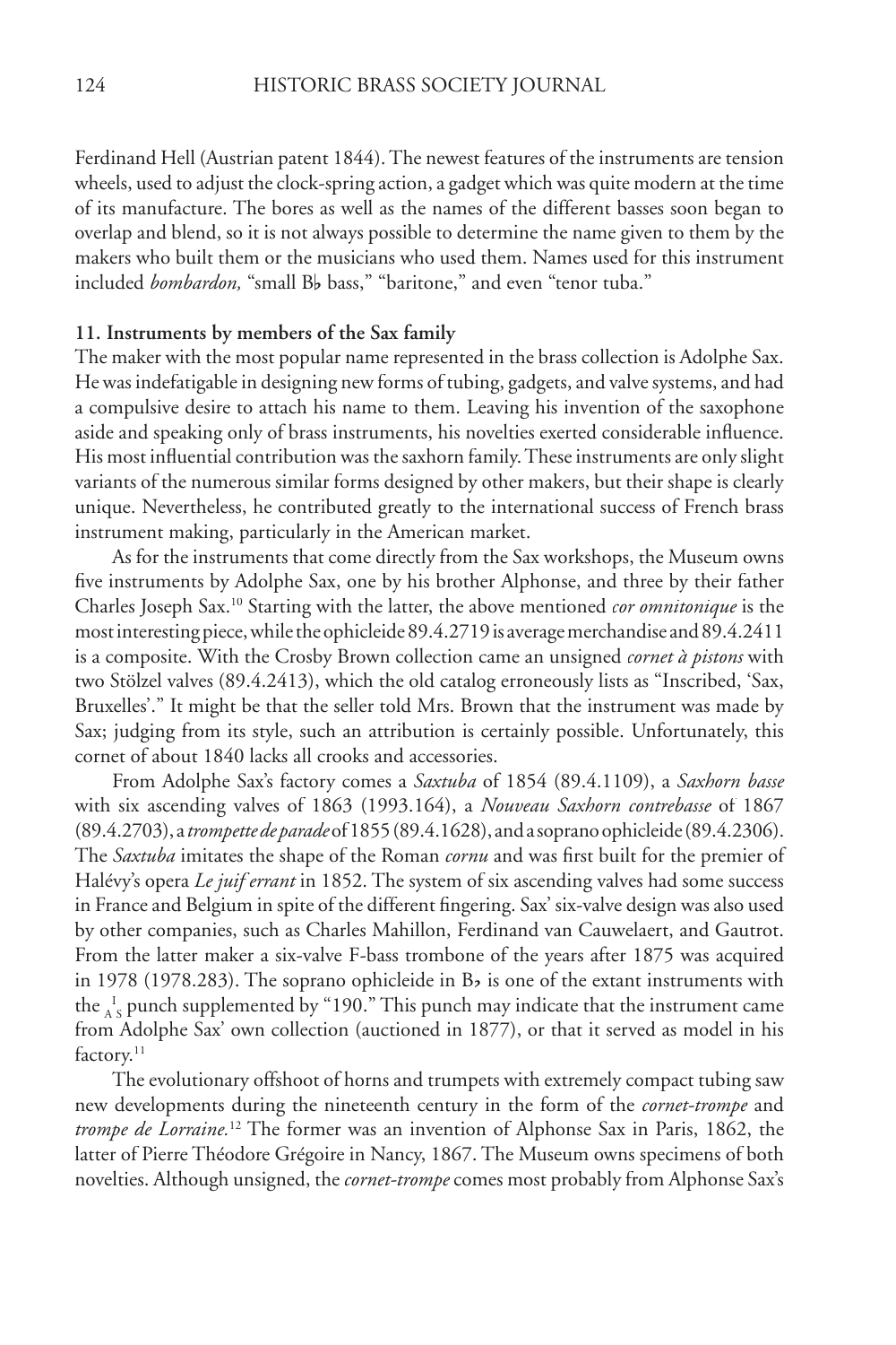Ferdinand Hell (Austrian patent 1844). The newest features of the instruments are tension wheels, used to adjust the clock-spring action, a gadget which was quite modern at the time of its manufacture. The bores as well as the names of the different basses soon began to overlap and blend, so it is not always possible to determine the name given to them by the makers who built them or the musicians who used them. Names used for this instrument included *bombardon,* "small B♭ bass," "baritone," and even "tenor tuba."

**11. Instruments by members of the Sax family**

The maker with the most popular name represented in the brass collection is Adolphe Sax. He was indefatigable in designing new forms of tubing, gadgets, and valve systems, and had a compulsive desire to attach his name to them. Leaving his invention of the saxophone aside and speaking only of brass instruments, his novelties exerted considerable influence. His most influential contribution was the saxhorn family. These instruments are only slight variants of the numerous similar forms designed by other makers, but their shape is clearly unique. Nevertheless, he contributed greatly to the international success of French brass instrument making, particularly in the American market.

As for the instruments that come directly from the Sax workshops, the Museum owns five instruments by Adolphe Sax, one by his brother Alphonse, and three by their father Charles Joseph Sax.[10] Starting with the latter, the above mentioned *cor omnitonique* is the most interesting piece, while the ophicleide 89.4.2719 is average merchandise and 89.4.2411 is a composite. With the Crosby Brown collection came an unsigned *cornet à pistons* with two Stölzel valves (89.4.2413), which the old catalog erroneously lists as "Inscribed, 'Sax, Bruxelles'." It might be that the seller told Mrs. Brown that the instrument was made by Sax; judging from its style, such an attribution is certainly possible. Unfortunately, this cornet of about 1840 lacks all crooks and accessories.

From Adolphe Sax's factory comes a *Saxtuba* of 1854 (89.4.1109), a *Saxhorn basse* with six ascending valves of 1863 (1993.164), a *Nouveau Saxhorn contrebasse* of 1867 (89.4.2703), a *trompette de parade* of 1855 (89.4.1628), and a soprano ophicleide (89.4.2306). The *Saxtuba* imitates the shape of the Roman *cornu* and was first built for the premier of Halévy's opera *Le juif errant* in 1852. The system of six ascending valves had some success in France and Belgium in spite of the different fingering. Sax' six-valve design was also used by other companies, such as Charles Mahillon, Ferdinand van Cauwelaert, and Gautrot. From the latter maker a six-valve F-bass trombone of the years after 1875 was acquired in 1978 (1978.283). The soprano ophicleide in B♭ is one of the extant instruments with the $_{A}{}^{I}{}_{S}$ punch supplemented by "190." This punch may indicate that the instrument came from Adolphe Sax' own collection (auctioned in 1877), or that it served as model in his factory.[11]

The evolutionary offshoot of horns and trumpets with extremely compact tubing saw new developments during the nineteenth century in the form of the *cornet-trompe* and *trompe de Lorraine.*[12] The former was an invention of Alphonse Sax in Paris, 1862, the latter of Pierre Théodore Grégoire in Nancy, 1867. The Museum owns specimens of both novelties. Although unsigned, the *cornet-trompe* comes most probably from Alphonse Sax's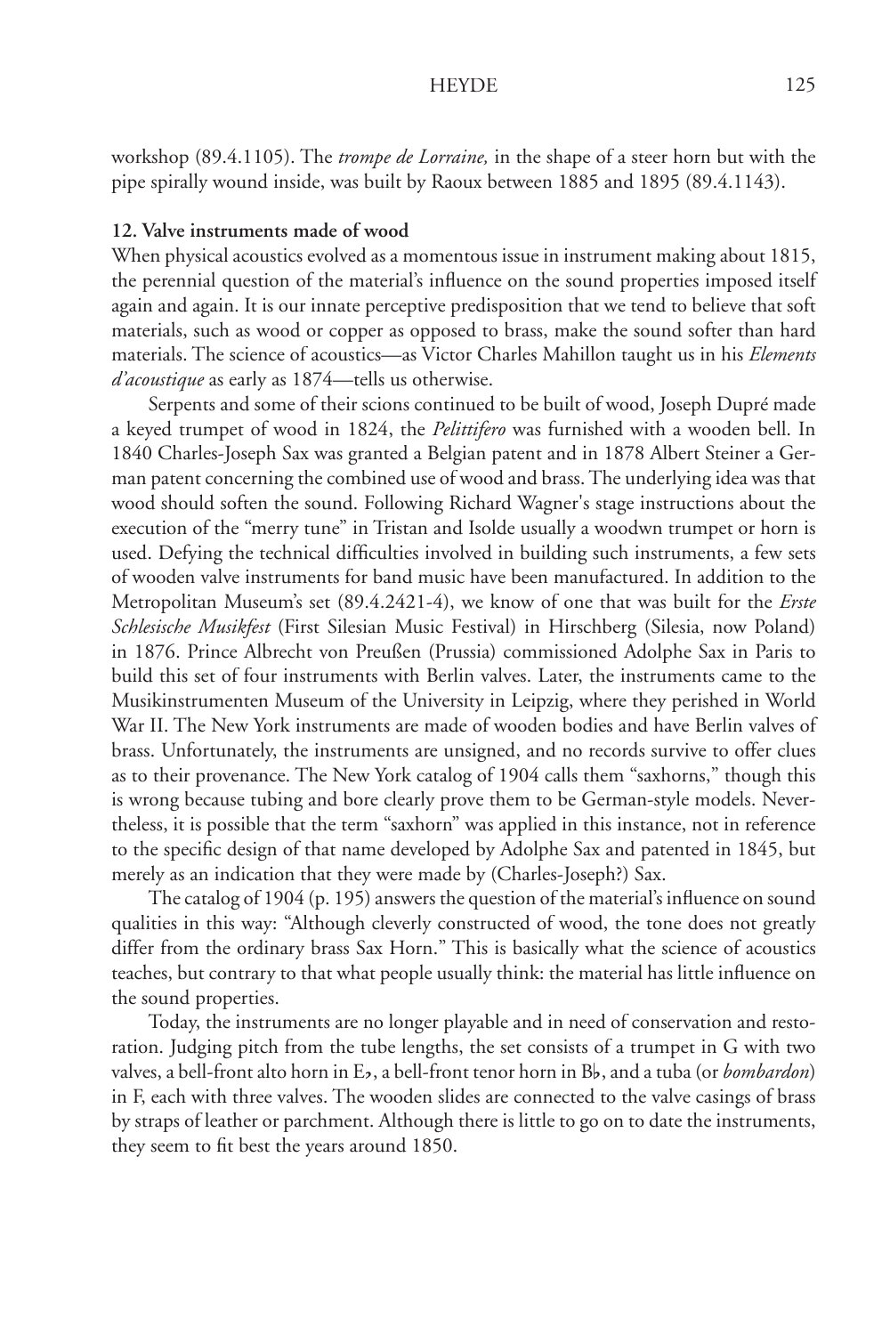workshop (89.4.1105). The *trompe de Lorraine,* in the shape of a steer horn but with the pipe spirally wound inside, was built by Raoux between 1885 and 1895 (89.4.1143).

**12. Valve instruments made of wood**

When physical acoustics evolved as a momentous issue in instrument making about 1815, the perennial question of the material's influence on the sound properties imposed itself again and again. It is our innate perceptive predisposition that we tend to believe that soft materials, such as wood or copper as opposed to brass, make the sound softer than hard materials. The science of acoustics—as Victor Charles Mahillon taught us in his *Elements d'acoustique* as early as 1874—tells us otherwise.

Serpents and some of their scions continued to be built of wood, Joseph Dupré made a keyed trumpet of wood in 1824, the *Pelittifero* was furnished with a wooden bell. In 1840 Charles-Joseph Sax was granted a Belgian patent and in 1878 Albert Steiner a German patent concerning the combined use of wood and brass. The underlying idea was that wood should soften the sound. Following Richard Wagner's stage instructions about the execution of the "merry tune" in Tristan and Isolde usually a woodwn trumpet or horn is used. Defying the technical difficulties involved in building such instruments, a few sets of wooden valve instruments for band music have been manufactured. In addition to the Metropolitan Museum's set (89.4.2421-4), we know of one that was built for the *Erste Schlesische Musikfest* (First Silesian Music Festival) in Hirschberg (Silesia, now Poland) in 1876. Prince Albrecht von Preußen (Prussia) commissioned Adolphe Sax in Paris to build this set of four instruments with Berlin valves. Later, the instruments came to the Musikinstrumenten Museum of the University in Leipzig, where they perished in World War II. The New York instruments are made of wooden bodies and have Berlin valves of brass. Unfortunately, the instruments are unsigned, and no records survive to offer clues as to their provenance. The New York catalog of 1904 calls them "saxhorns," though this is wrong because tubing and bore clearly prove them to be German-style models. Nevertheless, it is possible that the term "saxhorn" was applied in this instance, not in reference to the specific design of that name developed by Adolphe Sax and patented in 1845, but merely as an indication that they were made by (Charles-Joseph?) Sax.

The catalog of 1904 (p. 195) answers the question of the material's influence on sound qualities in this way: "Although cleverly constructed of wood, the tone does not greatly differ from the ordinary brass Sax Horn." This is basically what the science of acoustics teaches, but contrary to that what people usually think: the material has little influence on the sound properties.

Today, the instruments are no longer playable and in need of conservation and restoration. Judging pitch from the tube lengths, the set consists of a trumpet in G with two valves, a bell-front alto horn in E♭, a bell-front tenor horn in B♭, and a tuba (or *bombardon*) in F, each with three valves. The wooden slides are connected to the valve casings of brass by straps of leather or parchment. Although there is little to go on to date the instruments, they seem to fit best the years around 1850.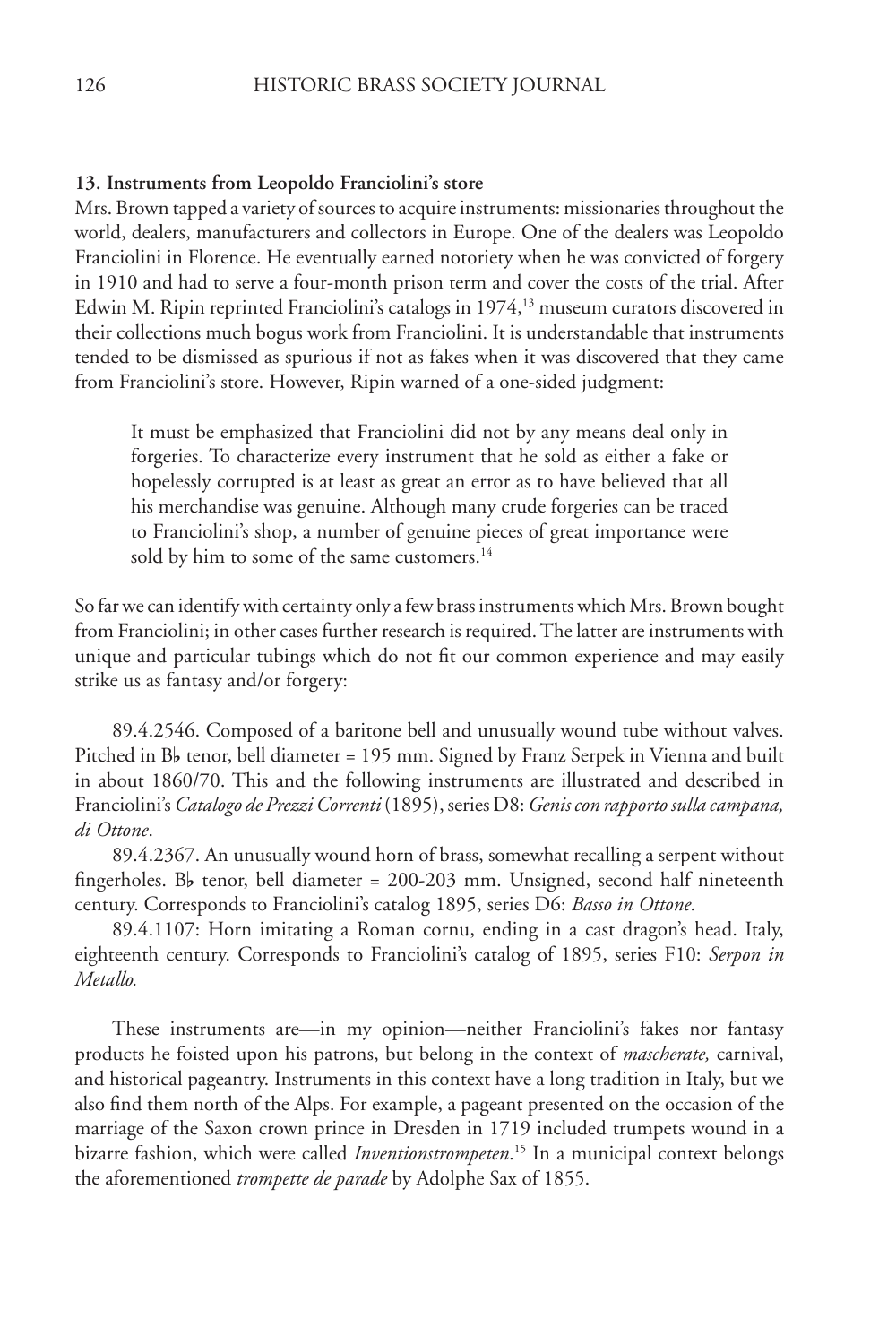**13. Instruments from Leopoldo Franciolini's store**

Mrs. Brown tapped a variety of sources to acquire instruments: missionaries throughout the world, dealers, manufacturers and collectors in Europe. One of the dealers was Leopoldo Franciolini in Florence. He eventually earned notoriety when he was convicted of forgery in 1910 and had to serve a four-month prison term and cover the costs of the trial. After Edwin M. Ripin reprinted Franciolini's catalogs in 1974,[13] museum curators discovered in their collections much bogus work from Franciolini. It is understandable that instruments tended to be dismissed as spurious if not as fakes when it was discovered that they came from Franciolini's store. However, Ripin warned of a one-sided judgment:

> It must be emphasized that Franciolini did not by any means deal only in forgeries. To characterize every instrument that he sold as either a fake or hopelessly corrupted is at least as great an error as to have believed that all his merchandise was genuine. Although many crude forgeries can be traced to Franciolini's shop, a number of genuine pieces of great importance were sold by him to some of the same customers.[14]

So far we can identify with certainty only a few brass instruments which Mrs. Brown bought from Franciolini; in other cases further research is required. The latter are instruments with unique and particular tubings which do not fit our common experience and may easily strike us as fantasy and/or forgery:

89.4.2546. Composed of a baritone bell and unusually wound tube without valves. Pitched in B♭ tenor, bell diameter = 195 mm. Signed by Franz Serpek in Vienna and built in about 1860/70. This and the following instruments are illustrated and described in Franciolini's *Catalogo de Prezzi Correnti* (1895), series D8: *Genis con rapporto sulla campana, di Ottone*.

89.4.2367. An unusually wound horn of brass, somewhat recalling a serpent without fingerholes. B♭ tenor, bell diameter = 200-203 mm. Unsigned, second half nineteenth century. Corresponds to Franciolini's catalog 1895, series D6: *Basso in Ottone.*

89.4.1107: Horn imitating a Roman cornu, ending in a cast dragon's head. Italy, eighteenth century. Corresponds to Franciolini's catalog of 1895, series F10: *Serpon in Metallo.*

These instruments are—in my opinion—neither Franciolini's fakes nor fantasy products he foisted upon his patrons, but belong in the context of *mascherate,* carnival, and historical pageantry. Instruments in this context have a long tradition in Italy, but we also find them north of the Alps. For example, a pageant presented on the occasion of the marriage of the Saxon crown prince in Dresden in 1719 included trumpets wound in a bizarre fashion, which were called *Inventionstrompeten*.[15] In a municipal context belongs the aforementioned *trompette de parade* by Adolphe Sax of 1855.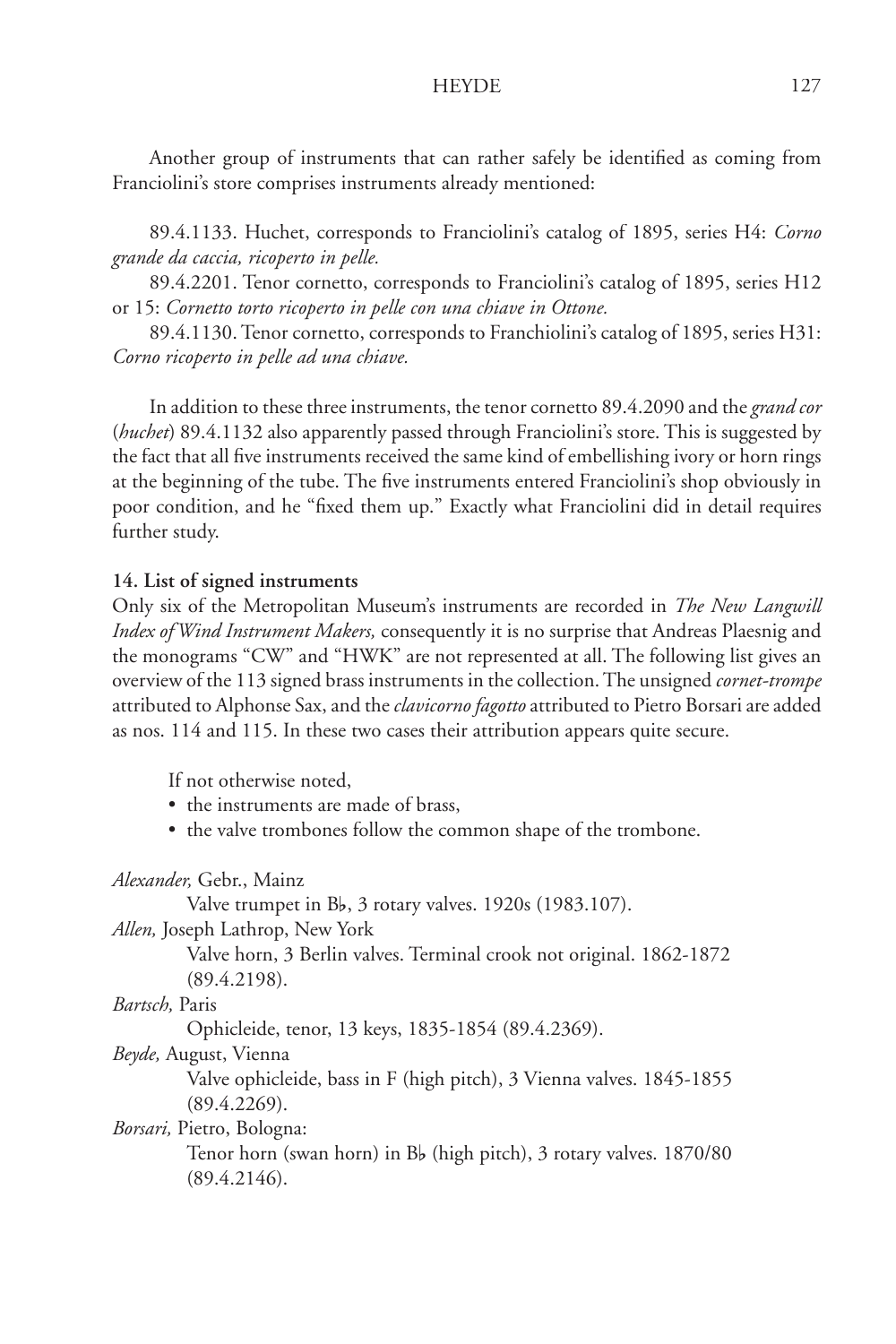Another group of instruments that can rather safely be identified as coming from Franciolini's store comprises instruments already mentioned:

89.4.1133. Huchet, corresponds to Franciolini's catalog of 1895, series H4: *Corno grande da caccia, ricoperto in pelle.*

89.4.2201. Tenor cornetto, corresponds to Franciolini's catalog of 1895, series H12 or 15: *Cornetto torto ricoperto in pelle con una chiave in Ottone.*

89.4.1130. Tenor cornetto, corresponds to Franchiolini's catalog of 1895, series H31: *Corno ricoperto in pelle ad una chiave.*

In addition to these three instruments, the tenor cornetto 89.4.2090 and the *grand cor* (*huchet*) 89.4.1132 also apparently passed through Franciolini's store. This is suggested by the fact that all five instruments received the same kind of embellishing ivory or horn rings at the beginning of the tube. The five instruments entered Franciolini's shop obviously in poor condition, and he "fixed them up." Exactly what Franciolini did in detail requires further study.

**14. List of signed instruments**

Only six of the Metropolitan Museum's instruments are recorded in *The New Langwill Index of Wind Instrument Makers,* consequently it is no surprise that Andreas Plaesnig and the monograms "CW" and "HWK" are not represented at all. The following list gives an overview of the 113 signed brass instruments in the collection. The unsigned *cornet-trompe* attributed to Alphonse Sax, and the *clavicorno fagotto* attributed to Pietro Borsari are added as nos. 114 and 115. In these two cases their attribution appears quite secure.

If not otherwise noted,

- the instruments are made of brass,
- the valve trombones follow the common shape of the trombone.

*Alexander,* Gebr., Mainz

Valve trumpet in B♭, 3 rotary valves. 1920s (1983.107).

*Allen,* Joseph Lathrop, New York

Valve horn, 3 Berlin valves. Terminal crook not original. 1862-1872 (89.4.2198).

*Bartsch,* Paris

Ophicleide, tenor, 13 keys, 1835-1854 (89.4.2369).

*Beyde,* August, Vienna

Valve ophicleide, bass in F (high pitch), 3 Vienna valves. 1845-1855 (89.4.2269).

*Borsari,* Pietro, Bologna:

Tenor horn (swan horn) in B♭ (high pitch), 3 rotary valves. 1870/80 (89.4.2146).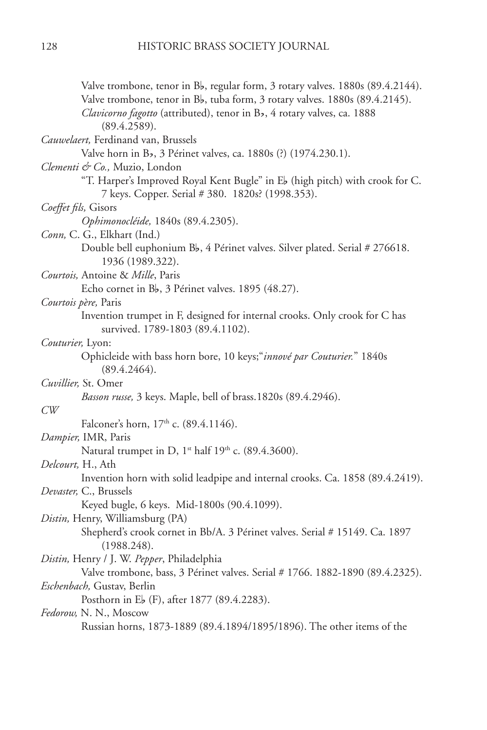Valve trombone, tenor in B♭, regular form, 3 rotary valves. 1880s (89.4.2144).
Valve trombone, tenor in B♭, tuba form, 3 rotary valves. 1880s (89.4.2145).
*Clavicorno fagotto* (attributed), tenor in B♭, 4 rotary valves, ca. 1888 (89.4.2589).

*Cauwelaert,* Ferdinand van, Brussels

Valve horn in B♭, 3 Périnet valves, ca. 1880s (?) (1974.230.1).

*Clementi & Co.,* Muzio, London

"T. Harper's Improved Royal Kent Bugle" in E♭ (high pitch) with crook for C. 7 keys. Copper. Serial # 380. 1820s? (1998.353).

*Coeffet fils,* Gisors

*Ophimonocléide,* 1840s (89.4.2305).

*Conn,* C. G., Elkhart (Ind.)

Double bell euphonium B♭, 4 Périnet valves. Silver plated. Serial # 276618. 1936 (1989.322).

*Courtois,* Antoine & *Mille*, Paris

Echo cornet in B♭, 3 Périnet valves. 1895 (48.27).

*Courtois père,* Paris

Invention trumpet in F, designed for internal crooks. Only crook for C has survived. 1789-1803 (89.4.1102).

*Couturier,* Lyon:

Ophicleide with bass horn bore, 10 keys;"*innové par Couturier.*" 1840s (89.4.2464).

*Cuvillier,* St. Omer

*Basson russe,* 3 keys. Maple, bell of brass.1820s (89.4.2946).

*CW*

Falconer's horn, 17th c. (89.4.1146).

*Dampier,* IMR, Paris

Natural trumpet in D, 1st half 19th c. (89.4.3600).

*Delcourt,* H., Ath

Invention horn with solid leadpipe and internal crooks. Ca. 1858 (89.4.2419).

*Devaster,* C., Brussels

Keyed bugle, 6 keys. Mid-1800s (90.4.1099).

*Distin,* Henry, Williamsburg (PA)

Shepherd's crook cornet in Bb/A. 3 Périnet valves. Serial # 15149. Ca. 1897 (1988.248).

*Distin,* Henry / J. W. *Pepper*, Philadelphia

Valve trombone, bass, 3 Périnet valves. Serial # 1766. 1882-1890 (89.4.2325).

*Eschenbach,* Gustav, Berlin

Posthorn in E♭ (F), after 1877 (89.4.2283).

*Fedorow,* N. N., Moscow

Russian horns, 1873-1889 (89.4.1894/1895/1896). The other items of the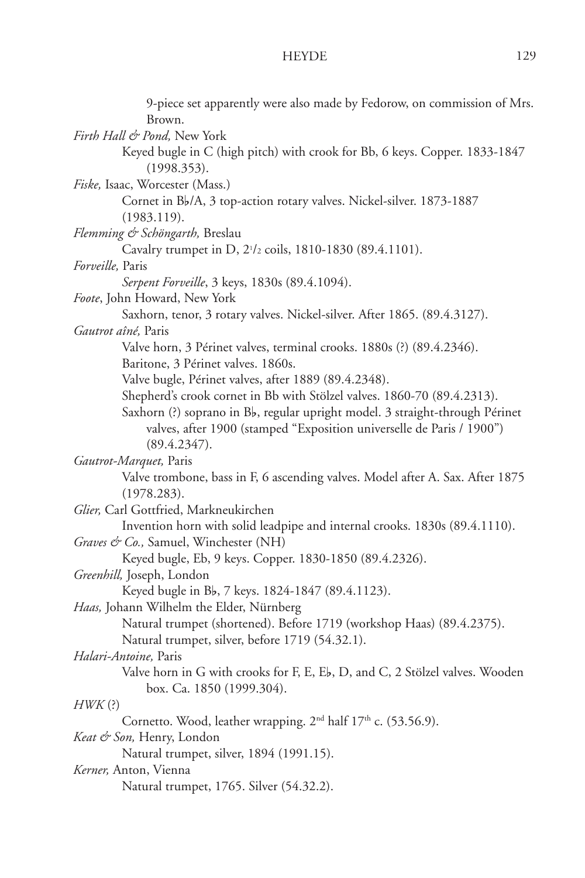9-piece set apparently were also made by Fedorow, on commission of Mrs. Brown.

*Firth Hall & Pond,* New York

Keyed bugle in C (high pitch) with crook for Bb, 6 keys. Copper. 1833-1847 (1998.353).

*Fiske,* Isaac, Worcester (Mass.)

Cornet in B♭/A, 3 top-action rotary valves. Nickel-silver. 1873-1887 (1983.119).

*Flemming & Schöngarth,* Breslau

Cavalry trumpet in D, 2 1/2 coils, 1810-1830 (89.4.1101).

*Forveille,* Paris

*Serpent Forveille*, 3 keys, 1830s (89.4.1094).

*Foote*, John Howard, New York

Saxhorn, tenor, 3 rotary valves. Nickel-silver. After 1865. (89.4.3127).

*Gautrot aîné,* Paris

Valve horn, 3 Périnet valves, terminal crooks. 1880s (?) (89.4.2346).

Baritone, 3 Périnet valves. 1860s.

Valve bugle, Périnet valves, after 1889 (89.4.2348).

Shepherd's crook cornet in Bb with Stölzel valves. 1860-70 (89.4.2313).

Saxhorn (?) soprano in B♭, regular upright model. 3 straight-through Périnet valves, after 1900 (stamped "Exposition universelle de Paris / 1900") (89.4.2347).

*Gautrot-Marquet,* Paris

Valve trombone, bass in F, 6 ascending valves. Model after A. Sax. After 1875 (1978.283).

*Glier,* Carl Gottfried, Markneukirchen

Invention horn with solid leadpipe and internal crooks. 1830s (89.4.1110).

*Graves & Co.,* Samuel, Winchester (NH)

Keyed bugle, Eb, 9 keys. Copper. 1830-1850 (89.4.2326).

*Greenhill,* Joseph, London

Keyed bugle in B♭, 7 keys. 1824-1847 (89.4.1123).

*Haas,* Johann Wilhelm the Elder, Nürnberg

Natural trumpet (shortened). Before 1719 (workshop Haas) (89.4.2375).

Natural trumpet, silver, before 1719 (54.32.1).

*Halari-Antoine,* Paris

Valve horn in G with crooks for F, E, E♭, D, and C, 2 Stölzel valves. Wooden box. Ca. 1850 (1999.304).

*HWK* (?)

Cornetto. Wood, leather wrapping. 2nd half 17th c. (53.56.9).

*Keat & Son,* Henry, London

Natural trumpet, silver, 1894 (1991.15).

*Kerner,* Anton, Vienna

Natural trumpet, 1765. Silver (54.32.2).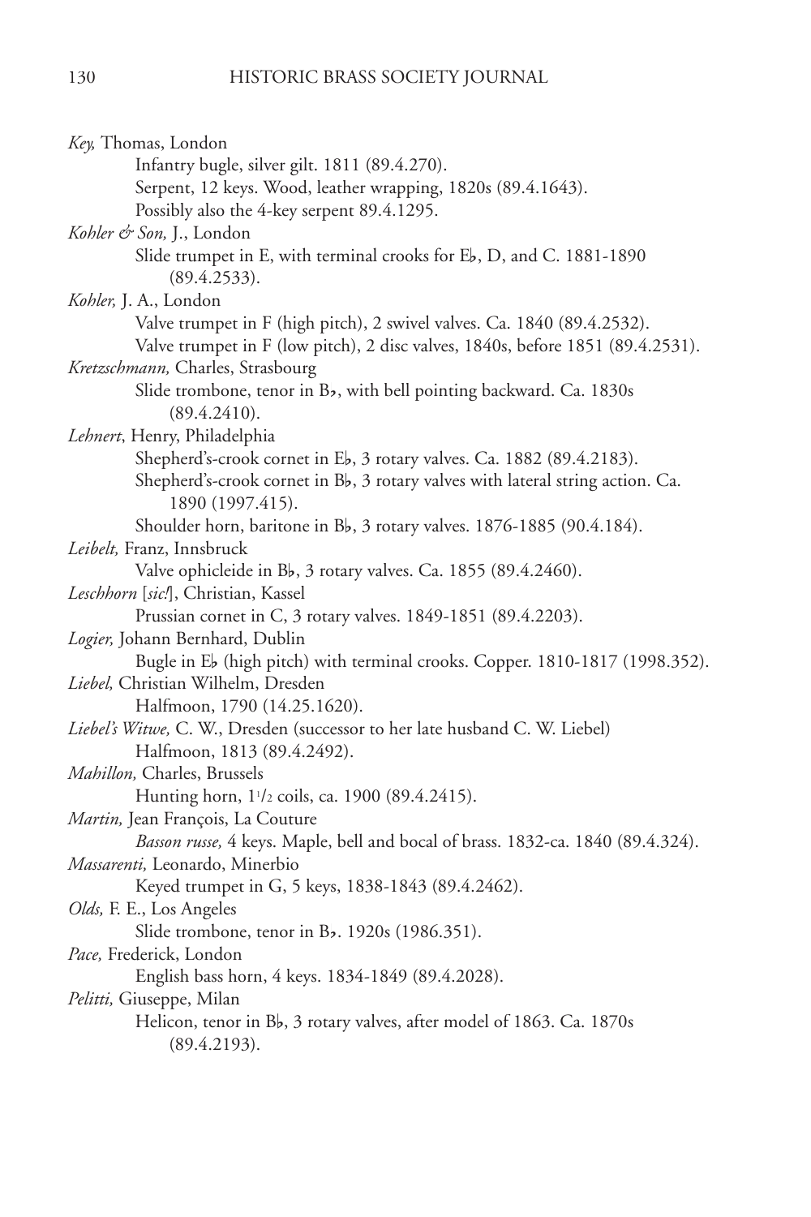*Key,* Thomas, London

Infantry bugle, silver gilt. 1811 (89.4.270).
Serpent, 12 keys. Wood, leather wrapping, 1820s (89.4.1643).
Possibly also the 4-key serpent 89.4.1295.

*Kohler & Son,* J., London

Slide trumpet in E, with terminal crooks for E♭, D, and C. 1881-1890 (89.4.2533).

*Kohler,* J. A., London

Valve trumpet in F (high pitch), 2 swivel valves. Ca. 1840 (89.4.2532).
Valve trumpet in F (low pitch), 2 disc valves, 1840s, before 1851 (89.4.2531).

*Kretzschmann,* Charles, Strasbourg

Slide trombone, tenor in B♭, with bell pointing backward. Ca. 1830s (89.4.2410).

*Lehnert*, Henry, Philadelphia

Shepherd's-crook cornet in E♭, 3 rotary valves. Ca. 1882 (89.4.2183).
Shepherd's-crook cornet in B♭, 3 rotary valves with lateral string action. Ca. 1890 (1997.415).
Shoulder horn, baritone in B♭, 3 rotary valves. 1876-1885 (90.4.184).

*Leibelt,* Franz, Innsbruck

Valve ophicleide in B♭, 3 rotary valves. Ca. 1855 (89.4.2460).

*Leschhorn* [*sic!*], Christian, Kassel

Prussian cornet in C, 3 rotary valves. 1849-1851 (89.4.2203).

*Logier,* Johann Bernhard, Dublin

Bugle in E♭ (high pitch) with terminal crooks. Copper. 1810-1817 (1998.352).

*Liebel,* Christian Wilhelm, Dresden

Halfmoon, 1790 (14.25.1620).

*Liebel's Witwe,* C. W., Dresden (successor to her late husband C. W. Liebel)

Halfmoon, 1813 (89.4.2492).

*Mahillon,* Charles, Brussels

Hunting horn, 1 1/2 coils, ca. 1900 (89.4.2415).

*Martin,* Jean François, La Couture

*Basson russe,* 4 keys. Maple, bell and bocal of brass. 1832-ca. 1840 (89.4.324).

*Massarenti,* Leonardo, Minerbio

Keyed trumpet in G, 5 keys, 1838-1843 (89.4.2462).

*Olds,* F. E., Los Angeles

Slide trombone, tenor in B♭. 1920s (1986.351).

*Pace,* Frederick, London

English bass horn, 4 keys. 1834-1849 (89.4.2028).

*Pelitti,* Giuseppe, Milan

Helicon, tenor in B♭, 3 rotary valves, after model of 1863. Ca. 1870s (89.4.2193).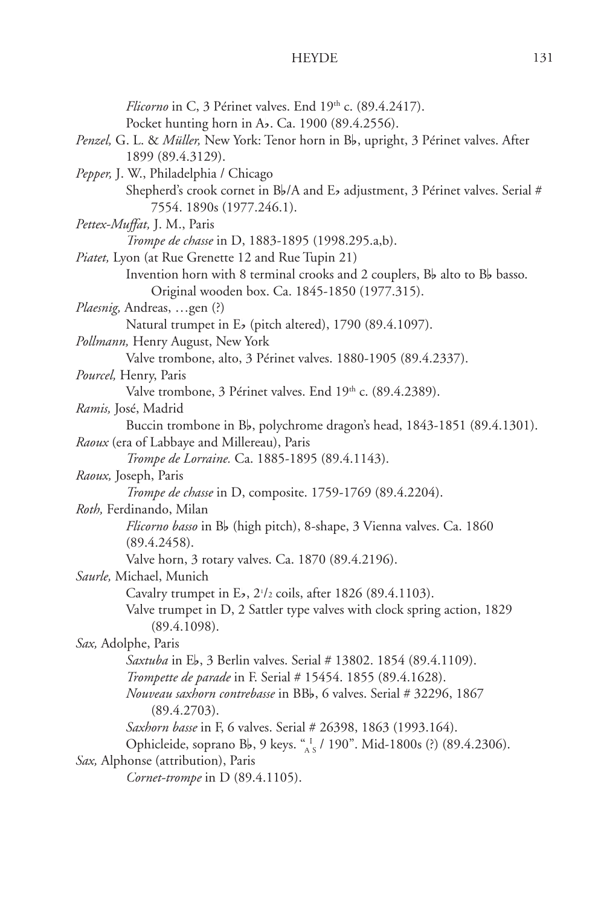*Flicorno* in C, 3 Périnet valves. End 19th c. (89.4.2417).

Pocket hunting horn in A♭. Ca. 1900 (89.4.2556).

*Penzel,* G. L. & *Müller,* New York: Tenor horn in B♭, upright, 3 Périnet valves. After 1899 (89.4.3129).

*Pepper,* J. W., Philadelphia / Chicago

Shepherd's crook cornet in B♭/A and E♭ adjustment, 3 Périnet valves. Serial # 7554. 1890s (1977.246.1).

*Pettex-Muffat,* J. M., Paris

*Trompe de chasse* in D, 1883-1895 (1998.295.a,b).

*Piatet,* Lyon (at Rue Grenette 12 and Rue Tupin 21)

Invention horn with 8 terminal crooks and 2 couplers, B♭ alto to B♭ basso. Original wooden box. Ca. 1845-1850 (1977.315).

*Plaesnig,* Andreas, …gen (?)

Natural trumpet in E♭ (pitch altered), 1790 (89.4.1097).

*Pollmann,* Henry August, New York

Valve trombone, alto, 3 Périnet valves. 1880-1905 (89.4.2337).

*Pourcel,* Henry, Paris

Valve trombone, 3 Périnet valves. End 19th c. (89.4.2389).

*Ramis,* José, Madrid

Buccin trombone in B♭, polychrome dragon's head, 1843-1851 (89.4.1301).

*Raoux* (era of Labbaye and Millereau), Paris

*Trompe de Lorraine.* Ca. 1885-1895 (89.4.1143).

*Raoux,* Joseph, Paris

*Trompe de chasse* in D, composite. 1759-1769 (89.4.2204).

*Roth,* Ferdinando, Milan

*Flicorno basso* in B♭ (high pitch), 8-shape, 3 Vienna valves. Ca. 1860 (89.4.2458).

Valve horn, 3 rotary valves. Ca. 1870 (89.4.2196).

*Saurle,* Michael, Munich

Cavalry trumpet in E♭, 2½ coils, after 1826 (89.4.1103).

Valve trumpet in D, 2 Sattler type valves with clock spring action, 1829 (89.4.1098).

*Sax,* Adolphe, Paris

*Saxtuba* in E♭, 3 Berlin valves. Serial # 13802. 1854 (89.4.1109).

*Trompette de parade* in F. Serial # 15454. 1855 (89.4.1628).

*Nouveau saxhorn contrebasse* in BB♭, 6 valves. Serial # 32296, 1867 (89.4.2703).

*Saxhorn basse* in F, 6 valves. Serial # 26398, 1863 (1993.164).

Ophicleide, soprano B♭, 9 keys. "I/AS / 190". Mid-1800s (?) (89.4.2306).

*Sax,* Alphonse (attribution), Paris

*Cornet-trompe* in D (89.4.1105).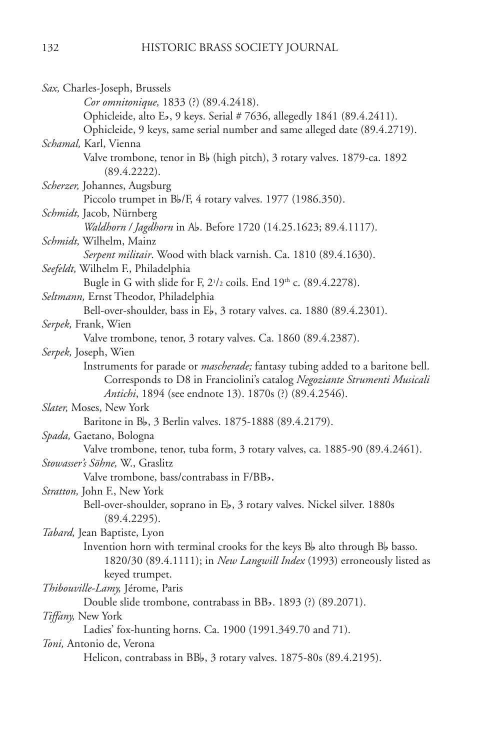*Sax,* Charles-Joseph, Brussels

*Cor omnitonique,* 1833 (?) (89.4.2418).

Ophicleide, alto E♭, 9 keys. Serial # 7636, allegedly 1841 (89.4.2411).

Ophicleide, 9 keys, same serial number and same alleged date (89.4.2719).

*Schamal,* Karl, Vienna

Valve trombone, tenor in B♭ (high pitch), 3 rotary valves. 1879-ca. 1892 (89.4.2222).

*Scherzer,* Johannes, Augsburg

Piccolo trumpet in B♭/F, 4 rotary valves. 1977 (1986.350).

*Schmidt,* Jacob, Nürnberg

*Waldhorn / Jagdhorn* in A♭. Before 1720 (14.25.1623; 89.4.1117).

*Schmidt,* Wilhelm, Mainz

*Serpent militair*. Wood with black varnish. Ca. 1810 (89.4.1630).

*Seefeldt,* Wilhelm F., Philadelphia

Bugle in G with slide for F, 2½ coils. End 19th c. (89.4.2278).

*Seltmann,* Ernst Theodor, Philadelphia

Bell-over-shoulder, bass in E♭, 3 rotary valves. ca. 1880 (89.4.2301).

*Serpek,* Frank, Wien

Valve trombone, tenor, 3 rotary valves. Ca. 1860 (89.4.2387).

*Serpek,* Joseph, Wien

Instruments for parade or *mascherade;* fantasy tubing added to a baritone bell. Corresponds to D8 in Franciolini's catalog *Negoziante Strumenti Musicali Antichi*, 1894 (see endnote 13). 1870s (?) (89.4.2546).

*Slater,* Moses, New York

Baritone in B♭, 3 Berlin valves. 1875-1888 (89.4.2179).

*Spada,* Gaetano, Bologna

Valve trombone, tenor, tuba form, 3 rotary valves, ca. 1885-90 (89.4.2461).

*Stowasser's Söhne,* W., Graslitz

Valve trombone, bass/contrabass in F/BB♭.

*Stratton,* John F., New York

Bell-over-shoulder, soprano in E♭, 3 rotary valves. Nickel silver. 1880s (89.4.2295).

*Tabard,* Jean Baptiste, Lyon

Invention horn with terminal crooks for the keys B♭ alto through B♭ basso. 1820/30 (89.4.1111); in *New Langwill Index* (1993) erroneously listed as keyed trumpet.

*Thibouville-Lamy,* Jérome, Paris

Double slide trombone, contrabass in BB♭. 1893 (?) (89.2071).

*Tiffany,* New York

Ladies' fox-hunting horns. Ca. 1900 (1991.349.70 and 71).

*Toni,* Antonio de, Verona

Helicon, contrabass in BB♭, 3 rotary valves. 1875-80s (89.4.2195).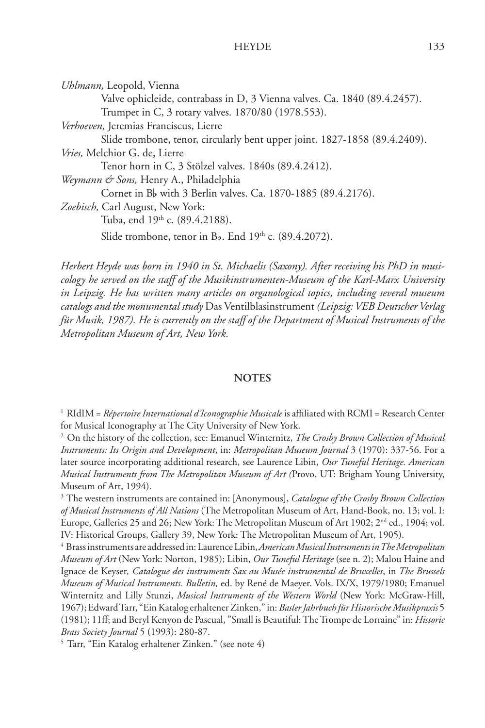*Uhlmann,* Leopold, Vienna

Valve ophicleide, contrabass in D, 3 Vienna valves. Ca. 1840 (89.4.2457).

Trumpet in C, 3 rotary valves. 1870/80 (1978.553).

*Verhoeven,* Jeremias Franciscus, Lierre

Slide trombone, tenor, circularly bent upper joint. 1827-1858 (89.4.2409).

*Vries,* Melchior G. de, Lierre

Tenor horn in C, 3 Stölzel valves. 1840s (89.4.2412).

*Weymann & Sons,* Henry A., Philadelphia

Cornet in B♭ with 3 Berlin valves. Ca. 1870-1885 (89.4.2176).

*Zoebisch,* Carl August, New York:

Tuba, end 19th c. (89.4.2188).

Slide trombone, tenor in B♭. End 19th c. (89.4.2072).

*Herbert Heyde was born in 1940 in St. Michaelis (Saxony). After receiving his PhD in musicology he served on the staff of the Musikinstrumenten-Museum of the Karl-Marx University in Leipzig. He has written many articles on organological topics, including several museum catalogs and the monumental study* Das Ventilblasinstrument *(Leipzig: VEB Deutscher Verlag für Musik, 1987). He is currently on the staff of the Department of Musical Instruments of the Metropolitan Museum of Art, New York.*

## NOTES

[1] RIdIM = *Répertoire International d'Iconographie Musicale* is affiliated with RCMI = Research Center for Musical Iconography at The City University of New York.

[2] On the history of the collection, see: Emanuel Winternitz, *The Crosby Brown Collection of Musical Instruments: Its Origin and Development*, in: *Metropolitan Museum Journal* 3 (1970): 337-56. For a later source incorporating additional research, see Laurence Libin, *Our Tuneful Heritage. American Musical Instruments from The Metropolitan Museum of Art (*Provo, UT: Brigham Young University, Museum of Art, 1994).

[3] The western instruments are contained in: [Anonymous], *Catalogue of the Crosby Brown Collection of Musical Instruments of All Nations* (The Metropolitan Museum of Art, Hand-Book, no. 13; vol. I: Europe, Galleries 25 and 26; New York: The Metropolitan Museum of Art 1902; 2nd ed., 1904; vol. IV: Historical Groups, Gallery 39, New York: The Metropolitan Museum of Art, 1905).

[4] Brass instruments are addressed in: Laurence Libin, *American Musical Instruments in The Metropolitan Museum of Art* (New York: Norton, 1985); Libin, *Our Tuneful Heritage* (see n. 2); Malou Haine and Ignace de Keyser*, Catalogue des instruments Sax au Musée instrumental de Bruxelles*, in *The Brussels Museum of Musical Instruments. Bulletin,* ed. by René de Maeyer. Vols. IX/X, 1979/1980; Emanuel Winternitz and Lilly Stunzi, *Musical Instruments of the Western World* (New York: McGraw-Hill, 1967); Edward Tarr, "Ein Katalog erhaltener Zinken," in: *Basler Jahrbuch für Historische Musikpraxis* 5 (1981); 11ff; and Beryl Kenyon de Pascual, "Small is Beautiful: The Trompe de Lorraine" in: *Historic Brass Society Journal* 5 (1993): 280-87.

[5] Tarr, "Ein Katalog erhaltener Zinken." (see note 4)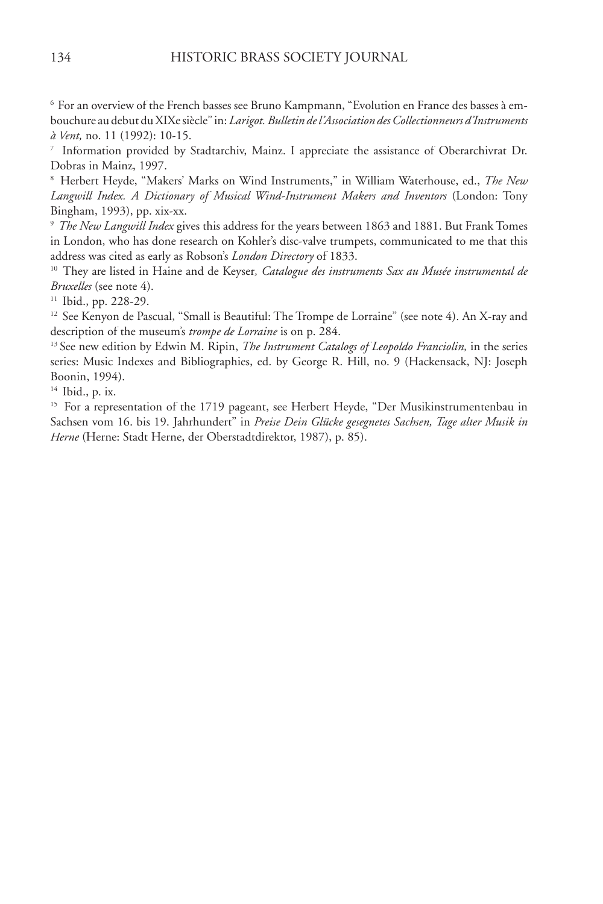[6] For an overview of the French basses see Bruno Kampmann, "Evolution en France des basses à embouchure au debut du XIXe siècle" in: *Larigot. Bulletin de l'Association des Collectionneurs d'Instruments à Vent,* no. 11 (1992): 10-15.

[7] Information provided by Stadtarchiv, Mainz. I appreciate the assistance of Oberarchivrat Dr. Dobras in Mainz, 1997.

[8] Herbert Heyde, "Makers' Marks on Wind Instruments," in William Waterhouse, ed., *The New Langwill Index. A Dictionary of Musical Wind-Instrument Makers and Inventors* (London: Tony Bingham, 1993), pp. xix-xx.

[9] *The New Langwill Index* gives this address for the years between 1863 and 1881. But Frank Tomes in London, who has done research on Kohler's disc-valve trumpets, communicated to me that this address was cited as early as Robson's *London Directory* of 1833.

[10] They are listed in Haine and de Keyser*, Catalogue des instruments Sax au Musée instrumental de Bruxelles* (see note 4).

[11] Ibid., pp. 228-29.

[12] See Kenyon de Pascual, "Small is Beautiful: The Trompe de Lorraine" (see note 4). An X-ray and description of the museum's *trompe de Lorraine* is on p. 284.

[13] See new edition by Edwin M. Ripin, *The Instrument Catalogs of Leopoldo Franciolin,* in the series series: Music Indexes and Bibliographies, ed. by George R. Hill, no. 9 (Hackensack, NJ: Joseph Boonin, 1994).

[14] Ibid., p. ix.

[15] For a representation of the 1719 pageant, see Herbert Heyde, "Der Musikinstrumentenbau in Sachsen vom 16. bis 19. Jahrhundert" in *Preise Dein Glücke gesegnetes Sachsen, Tage alter Musik in Herne* (Herne: Stadt Herne, der Oberstadtdirektor, 1987), p. 85).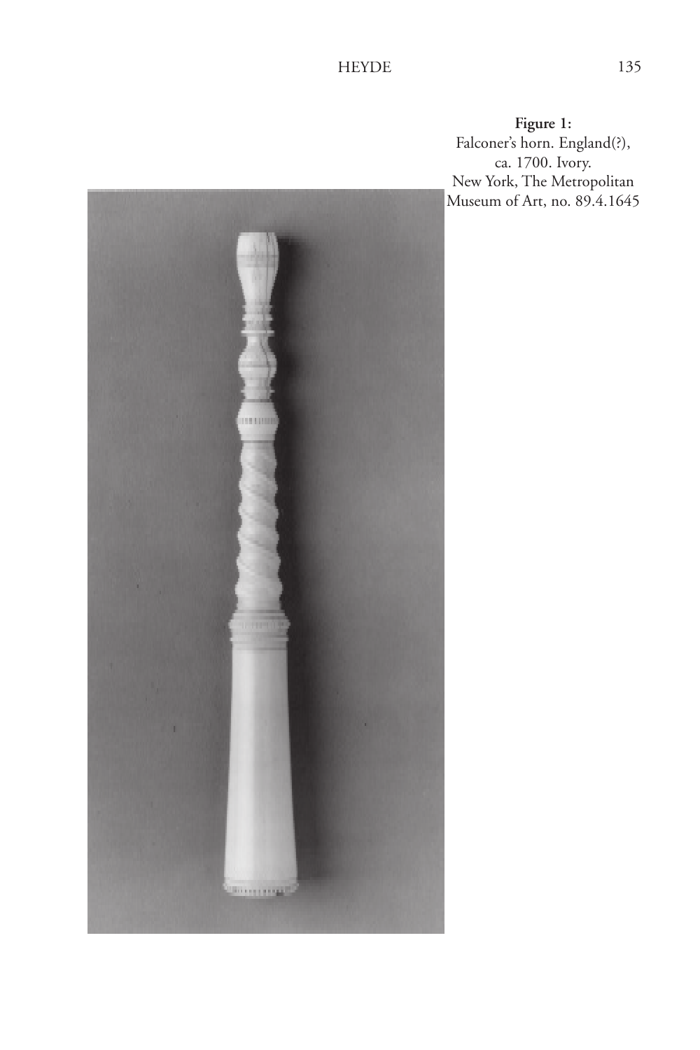**Figure 1:**
Falconer's horn. England(?), ca. 1700. Ivory.
New York, The Metropolitan Museum of Art, no. 89.4.1645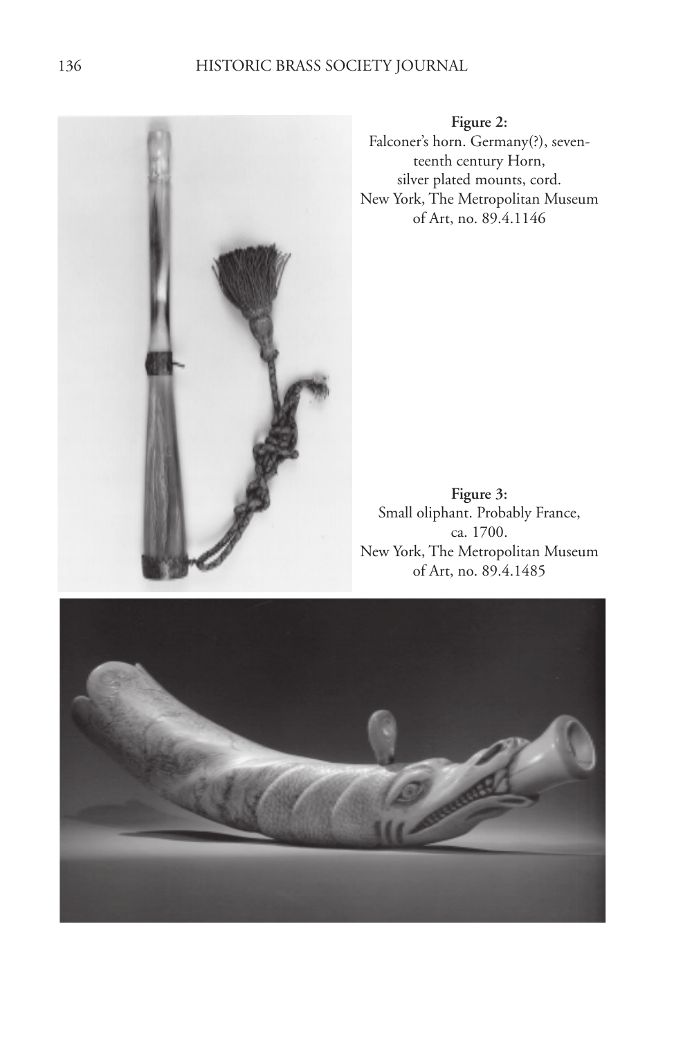**Figure 2:**
Falconer's horn. Germany(?), seventeenth century Horn, silver plated mounts, cord.
New York, The Metropolitan Museum of Art, no. 89.4.1146

**Figure 3:**
Small oliphant. Probably France, ca. 1700.
New York, The Metropolitan Museum of Art, no. 89.4.1485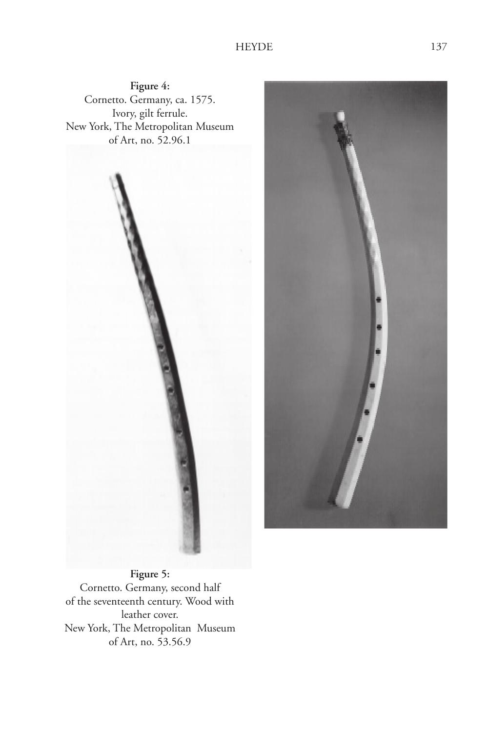**Figure 4:**
Cornetto. Germany, ca. 1575.
Ivory, gilt ferrule.
New York, The Metropolitan Museum of Art, no. 52.96.1

**Figure 5:**
Cornetto. Germany, second half of the seventeenth century. Wood with leather cover.
New York, The Metropolitan Museum of Art, no. 53.56.9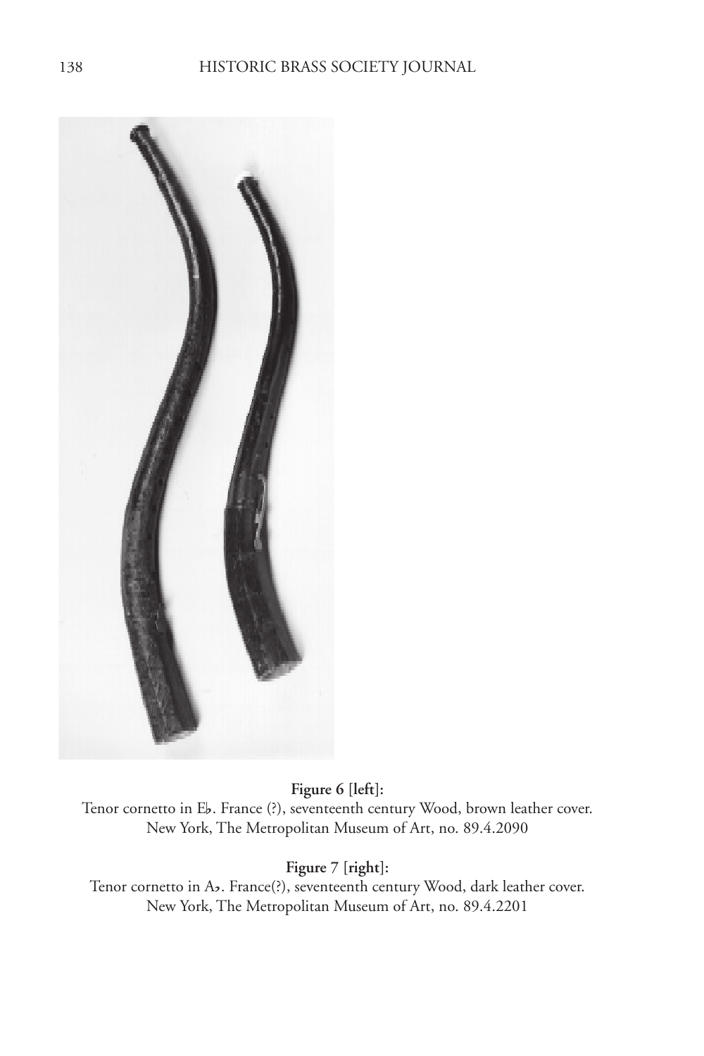**Figure 6 [left]:**
Tenor cornetto in E♭. France (?), seventeenth century Wood, brown leather cover.
New York, The Metropolitan Museum of Art, no. 89.4.2090

**Figure 7 [right]:**
Tenor cornetto in A♭. France(?), seventeenth century Wood, dark leather cover.
New York, The Metropolitan Museum of Art, no. 89.4.2201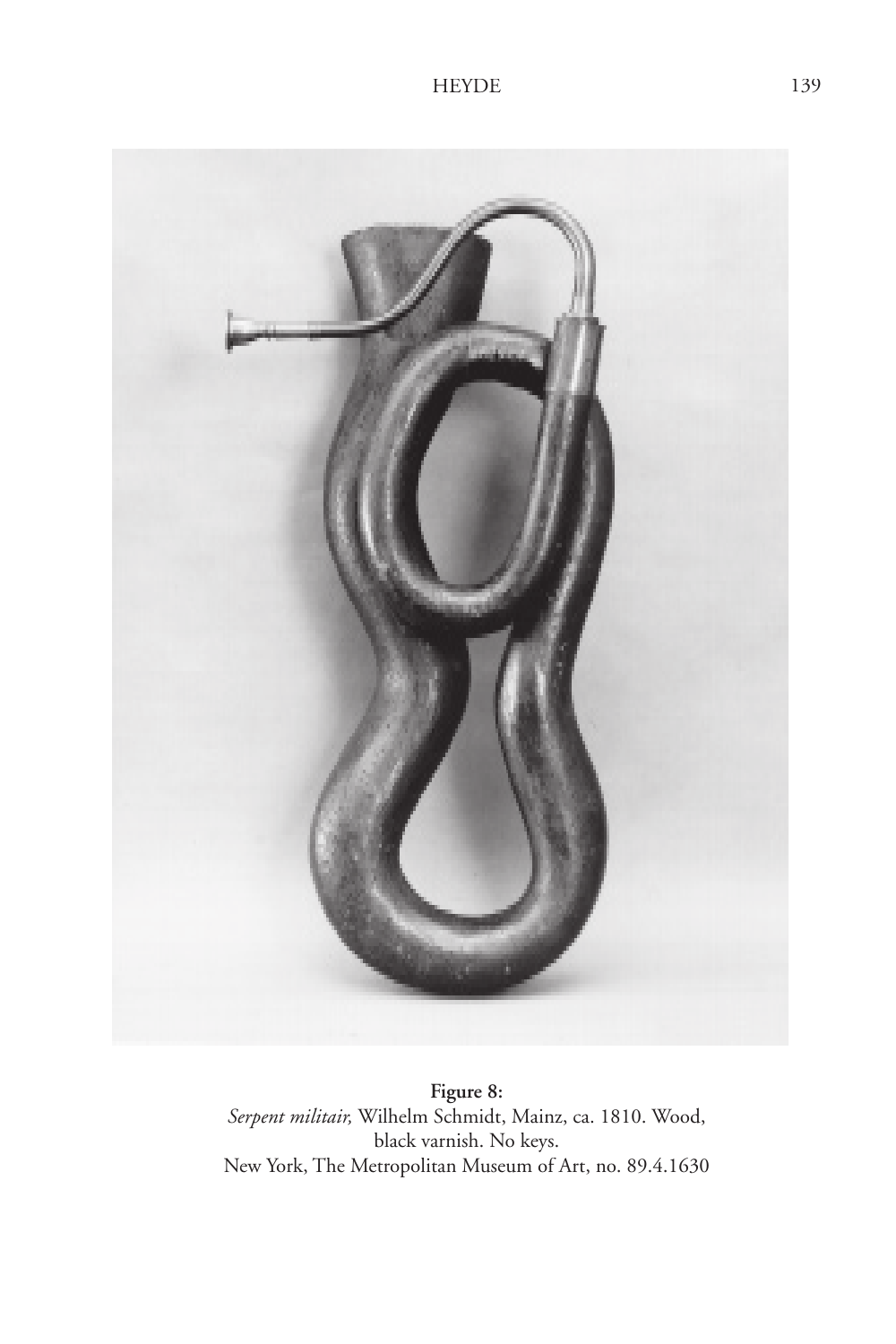**Figure 8:**
*Serpent militair,* Wilhelm Schmidt, Mainz, ca. 1810. Wood, black varnish. No keys.
New York, The Metropolitan Museum of Art, no. 89.4.1630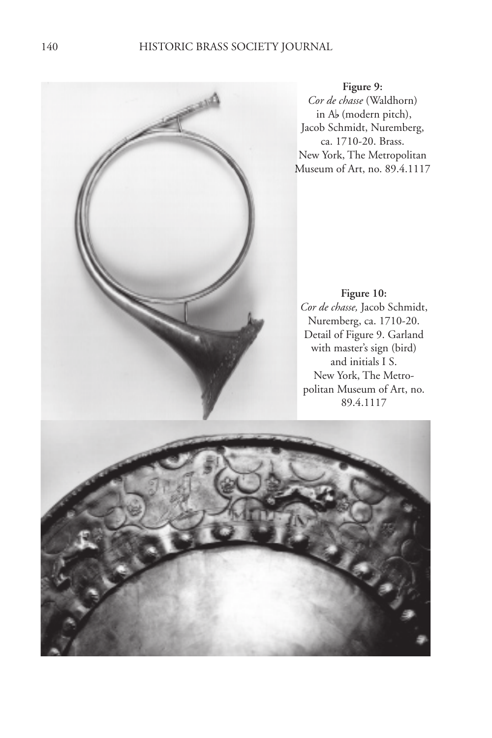**Figure 9:**
*Cor de chasse* (Waldhorn) in A♭ (modern pitch), Jacob Schmidt, Nuremberg, ca. 1710-20. Brass. New York, The Metropolitan Museum of Art, no. 89.4.1117

**Figure 10:**
*Cor de chasse,* Jacob Schmidt, Nuremberg, ca. 1710-20. Detail of Figure 9. Garland with master's sign (bird) and initials I S. New York, The Metropolitan Museum of Art, no. 89.4.1117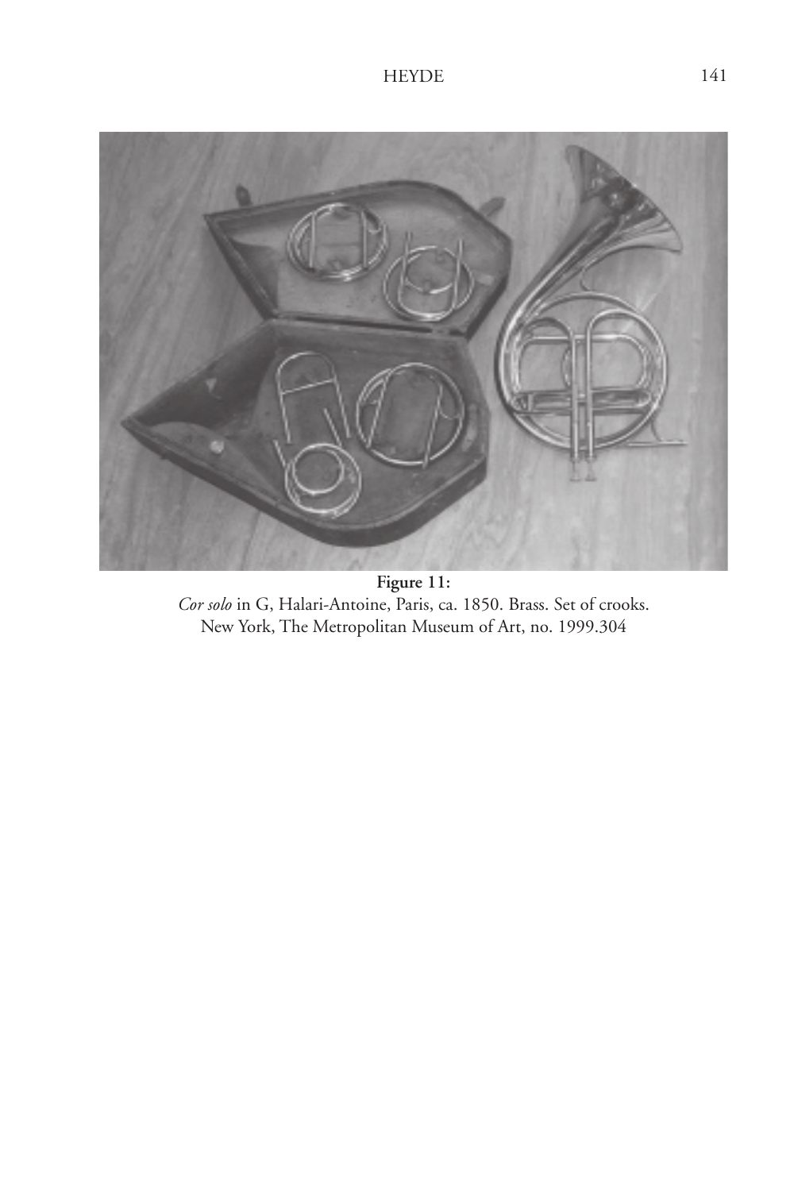**Figure 11:**
*Cor solo* in G, Halari-Antoine, Paris, ca. 1850. Brass. Set of crooks.
New York, The Metropolitan Museum of Art, no. 1999.304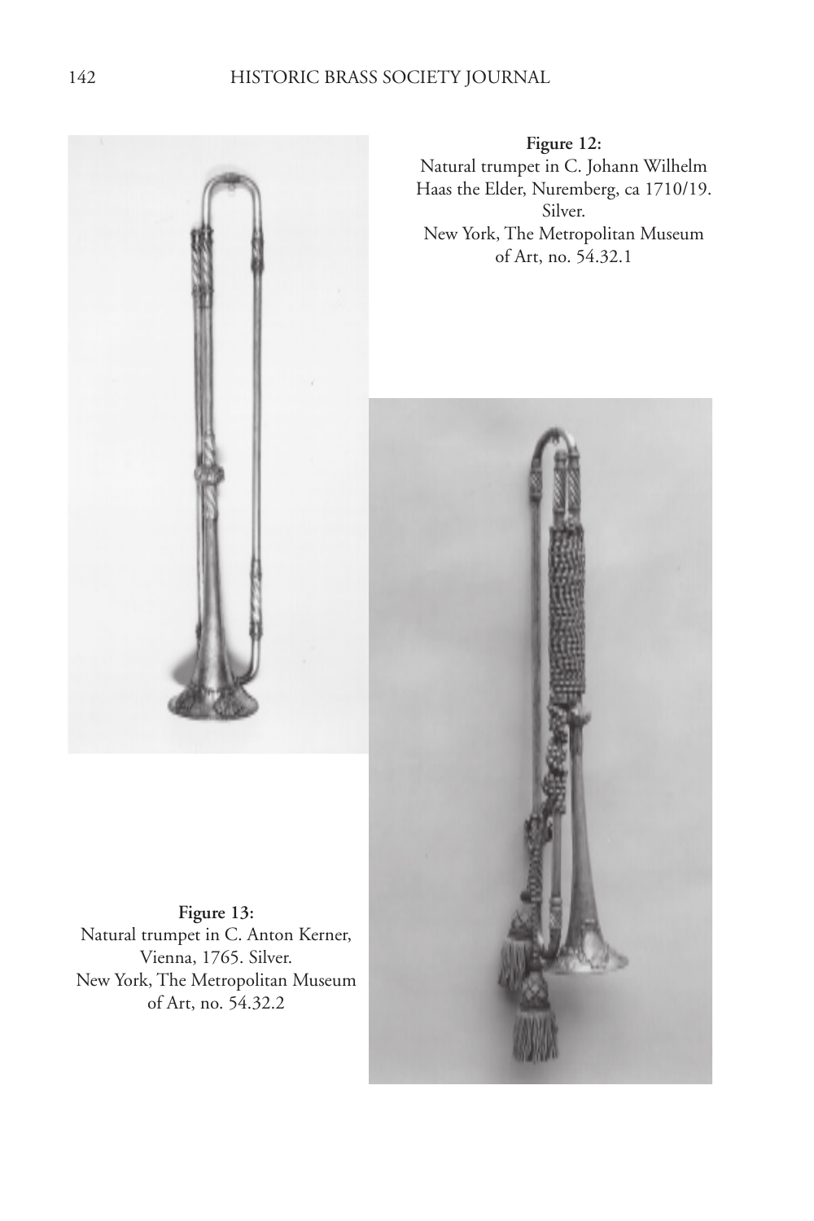**Figure 12:**
Natural trumpet in C. Johann Wilhelm Haas the Elder, Nuremberg, ca 1710/19. Silver.
New York, The Metropolitan Museum of Art, no. 54.32.1

**Figure 13:**
Natural trumpet in C. Anton Kerner, Vienna, 1765. Silver.
New York, The Metropolitan Museum of Art, no. 54.32.2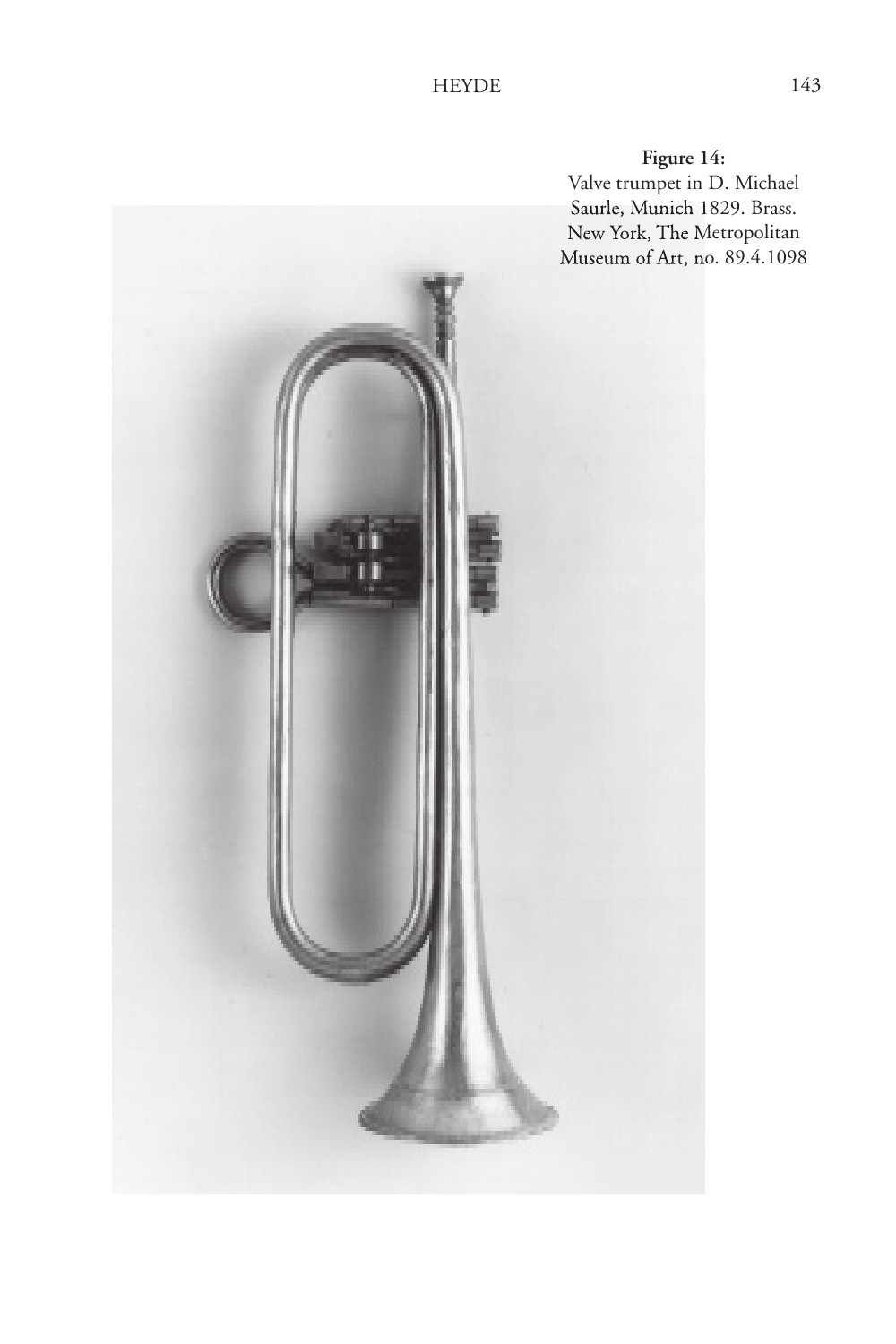**Figure 14:**
Valve trumpet in D. Michael Saurle, Munich 1829. Brass. New York, The Metropolitan Museum of Art, no. 89.4.1098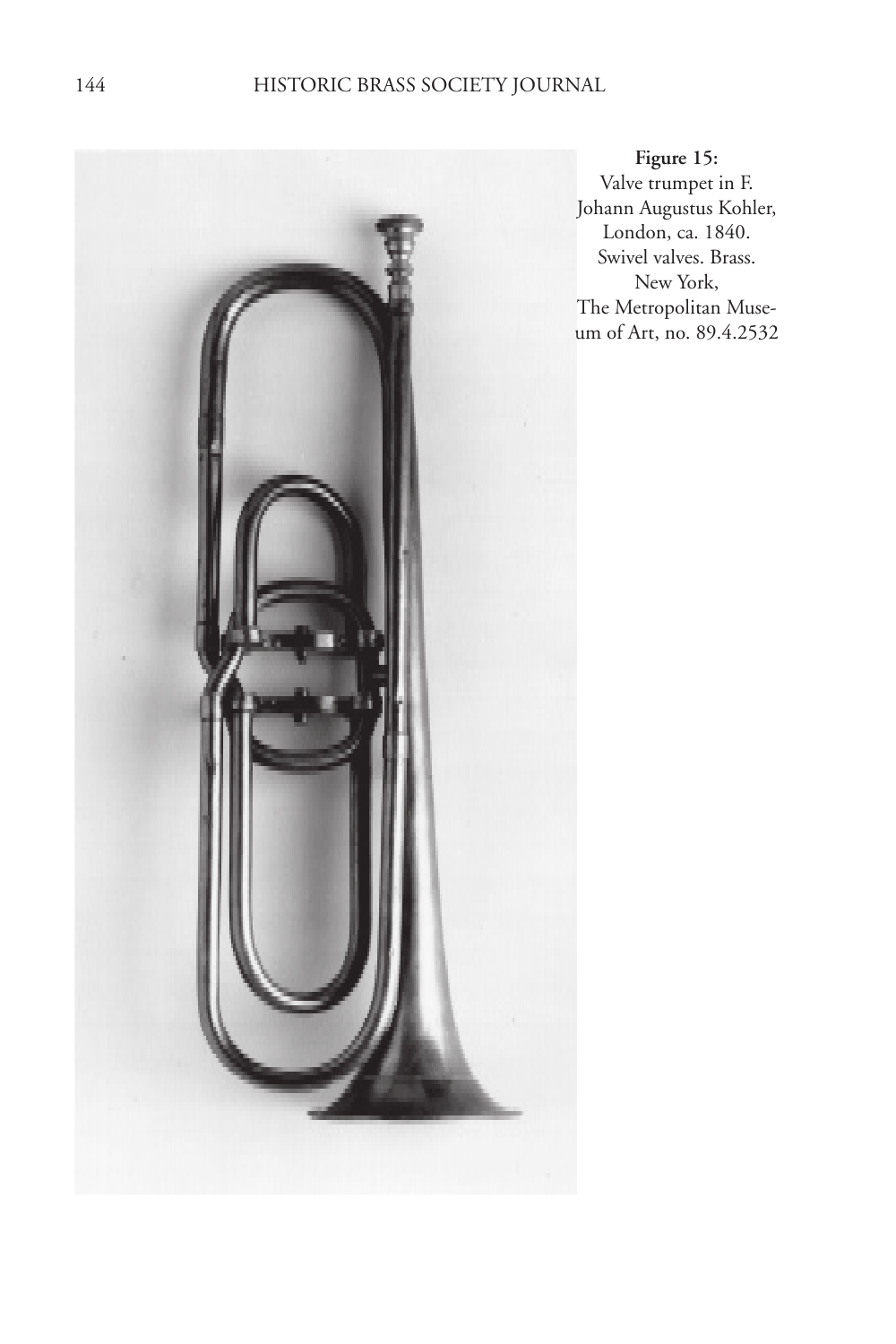**Figure 15:**
Valve trumpet in F.
Johann Augustus Kohler,
London, ca. 1840.
Swivel valves. Brass.
New York,
The Metropolitan Museum of Art, no. 89.4.2532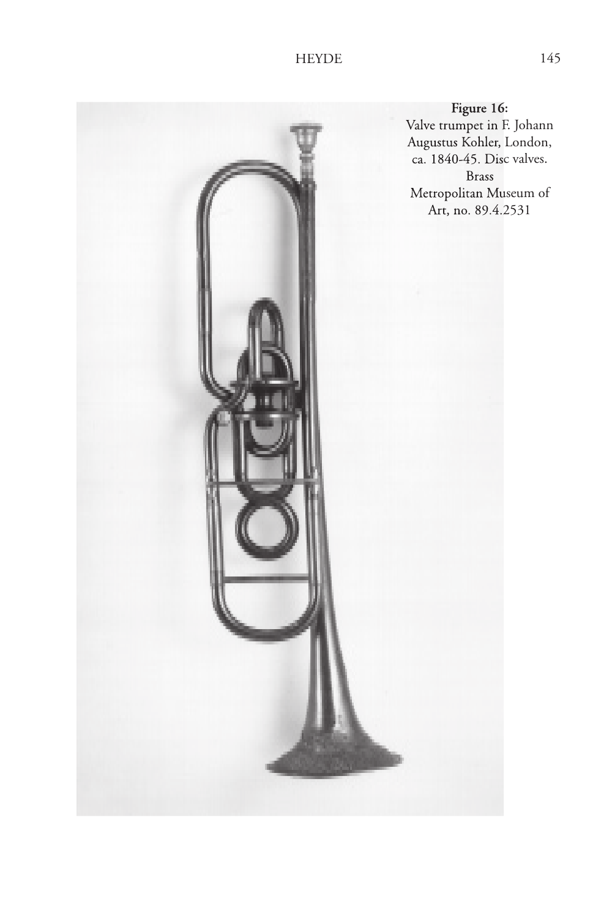**Figure 16:**
Valve trumpet in F. Johann Augustus Kohler, London, ca. 1840-45. Disc valves. Brass
Metropolitan Museum of Art, no. 89.4.2531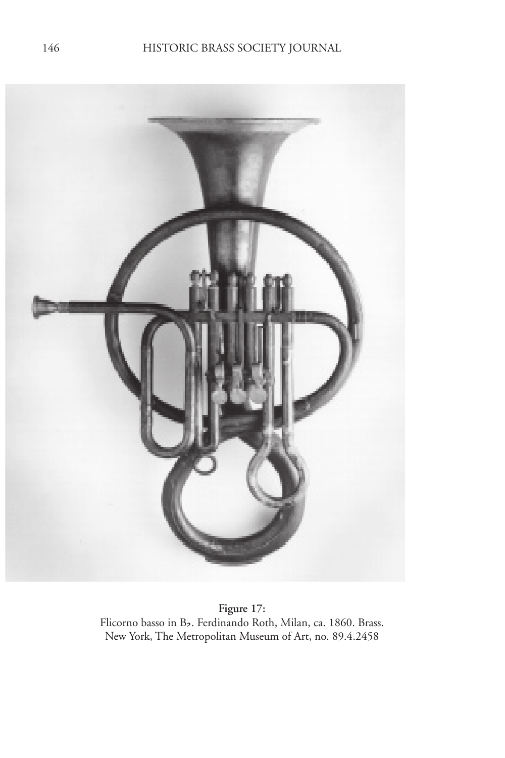**Figure 17:**
Flicorno basso in B♭. Ferdinando Roth, Milan, ca. 1860. Brass.
New York, The Metropolitan Museum of Art, no. 89.4.2458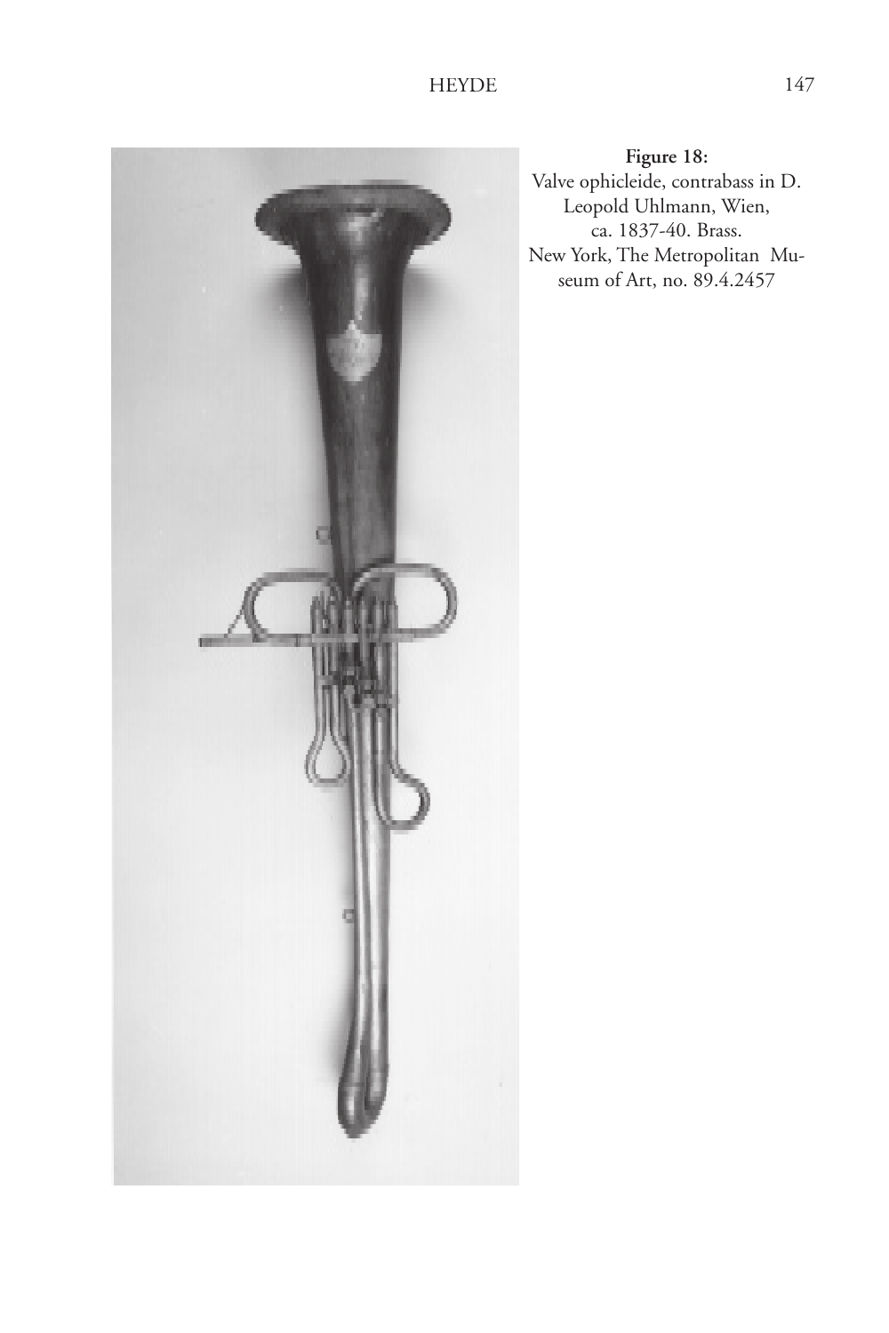**Figure 18:**
Valve ophicleide, contrabass in D.
Leopold Uhlmann, Wien,
ca. 1837-40. Brass.
New York, The Metropolitan Museum of Art, no. 89.4.2457